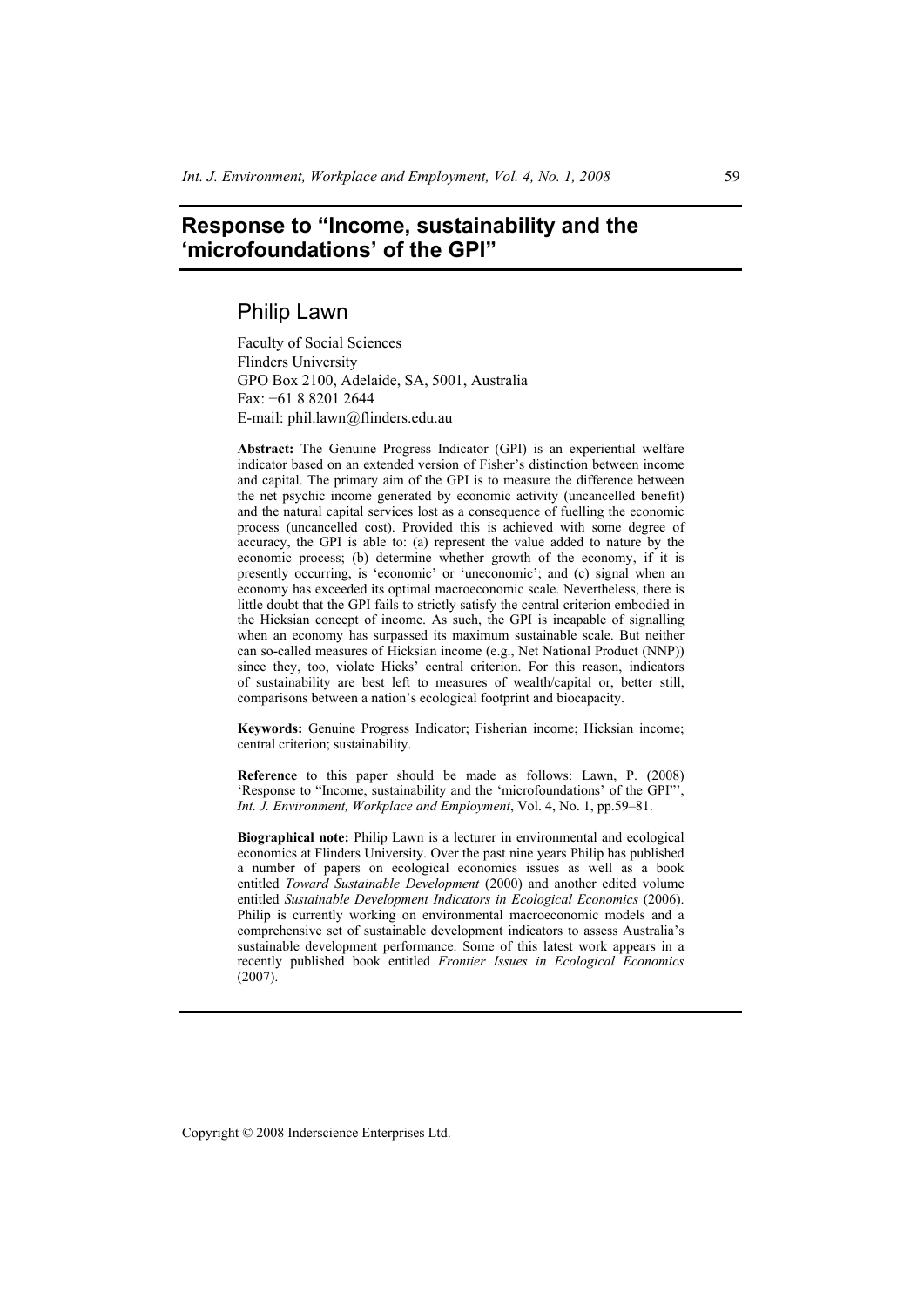# Response to "Income, sustainability and the 'microfoundations' of the GPI"

## Philip Lawn

Faculty of Social Sciences
Flinders University
GPO Box 2100, Adelaide, SA, 5001, Australia
Fax: +61 8 8201 2644
E-mail: phil.lawn@flinders.edu.au

**Abstract:** The Genuine Progress Indicator (GPI) is an experiential welfare indicator based on an extended version of Fisher's distinction between income and capital. The primary aim of the GPI is to measure the difference between the net psychic income generated by economic activity (uncancelled benefit) and the natural capital services lost as a consequence of fuelling the economic process (uncancelled cost). Provided this is achieved with some degree of accuracy, the GPI is able to: (a) represent the value added to nature by the economic process; (b) determine whether growth of the economy, if it is presently occurring, is 'economic' or 'uneconomic'; and (c) signal when an economy has exceeded its optimal macroeconomic scale. Nevertheless, there is little doubt that the GPI fails to strictly satisfy the central criterion embodied in the Hicksian concept of income. As such, the GPI is incapable of signalling when an economy has surpassed its maximum sustainable scale. But neither can so-called measures of Hicksian income (e.g., Net National Product (NNP)) since they, too, violate Hicks' central criterion. For this reason, indicators of sustainability are best left to measures of wealth/capital or, better still, comparisons between a nation's ecological footprint and biocapacity.

**Keywords:** Genuine Progress Indicator; Fisherian income; Hicksian income; central criterion; sustainability.

**Reference** to this paper should be made as follows: Lawn, P. (2008) 'Response to "Income, sustainability and the 'microfoundations' of the GPI"', *Int. J. Environment, Workplace and Employment*, Vol. 4, No. 1, pp.59–81.

**Biographical note:** Philip Lawn is a lecturer in environmental and ecological economics at Flinders University. Over the past nine years Philip has published a number of papers on ecological economics issues as well as a book entitled *Toward Sustainable Development* (2000) and another edited volume entitled *Sustainable Development Indicators in Ecological Economics* (2006). Philip is currently working on environmental macroeconomic models and a comprehensive set of sustainable development indicators to assess Australia's sustainable development performance. Some of this latest work appears in a recently published book entitled *Frontier Issues in Ecological Economics* (2007).

Copyright © 2008 Inderscience Enterprises Ltd.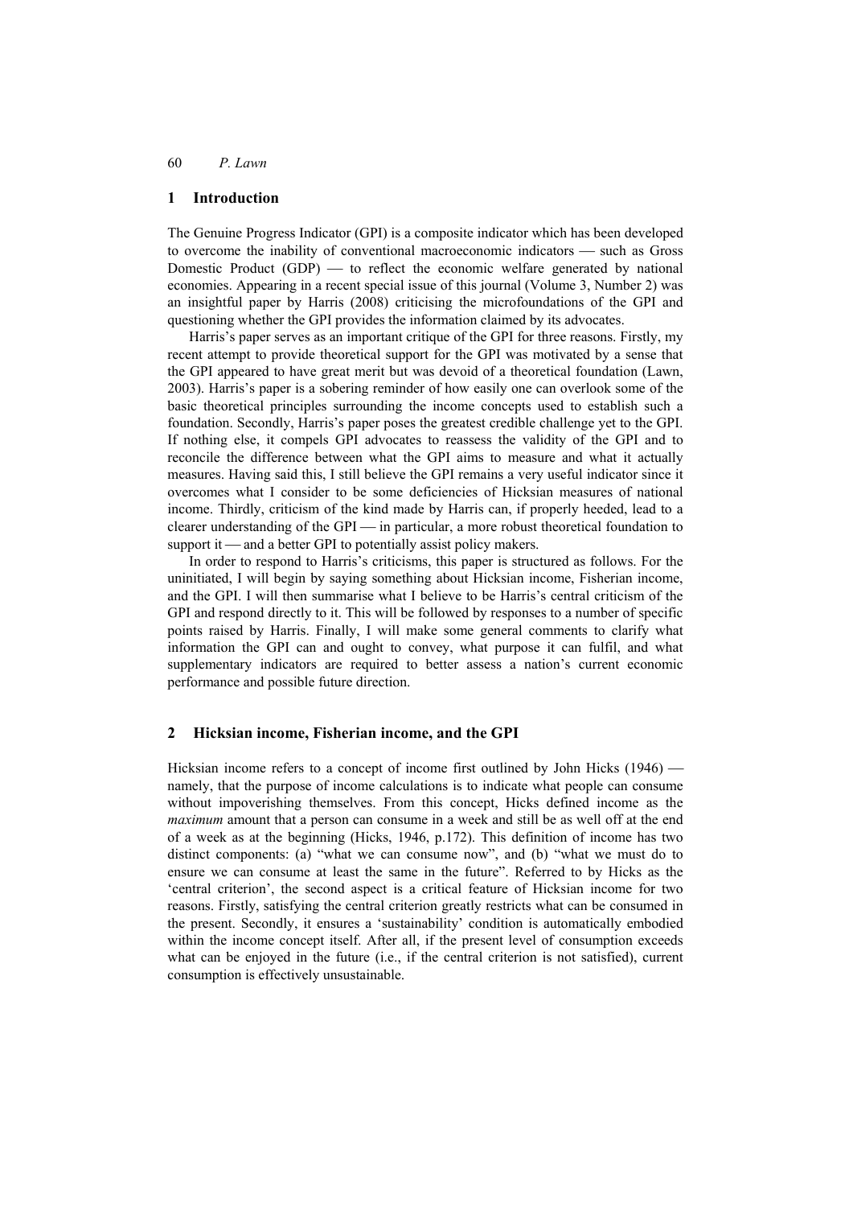## 1 Introduction

The Genuine Progress Indicator (GPI) is a composite indicator which has been developed to overcome the inability of conventional macroeconomic indicators — such as Gross Domestic Product (GDP) — to reflect the economic welfare generated by national economies. Appearing in a recent special issue of this journal (Volume 3, Number 2) was an insightful paper by Harris (2008) criticising the microfoundations of the GPI and questioning whether the GPI provides the information claimed by its advocates.

Harris's paper serves as an important critique of the GPI for three reasons. Firstly, my recent attempt to provide theoretical support for the GPI was motivated by a sense that the GPI appeared to have great merit but was devoid of a theoretical foundation (Lawn, 2003). Harris's paper is a sobering reminder of how easily one can overlook some of the basic theoretical principles surrounding the income concepts used to establish such a foundation. Secondly, Harris's paper poses the greatest credible challenge yet to the GPI. If nothing else, it compels GPI advocates to reassess the validity of the GPI and to reconcile the difference between what the GPI aims to measure and what it actually measures. Having said this, I still believe the GPI remains a very useful indicator since it overcomes what I consider to be some deficiencies of Hicksian measures of national income. Thirdly, criticism of the kind made by Harris can, if properly heeded, lead to a clearer understanding of the GPI — in particular, a more robust theoretical foundation to support it — and a better GPI to potentially assist policy makers.

In order to respond to Harris's criticisms, this paper is structured as follows. For the uninitiated, I will begin by saying something about Hicksian income, Fisherian income, and the GPI. I will then summarise what I believe to be Harris's central criticism of the GPI and respond directly to it. This will be followed by responses to a number of specific points raised by Harris. Finally, I will make some general comments to clarify what information the GPI can and ought to convey, what purpose it can fulfil, and what supplementary indicators are required to better assess a nation's current economic performance and possible future direction.

## 2 Hicksian income, Fisherian income, and the GPI

Hicksian income refers to a concept of income first outlined by John Hicks (1946) — namely, that the purpose of income calculations is to indicate what people can consume without impoverishing themselves. From this concept, Hicks defined income as the *maximum* amount that a person can consume in a week and still be as well off at the end of a week as at the beginning (Hicks, 1946, p.172). This definition of income has two distinct components: (a) "what we can consume now", and (b) "what we must do to ensure we can consume at least the same in the future". Referred to by Hicks as the 'central criterion', the second aspect is a critical feature of Hicksian income for two reasons. Firstly, satisfying the central criterion greatly restricts what can be consumed in the present. Secondly, it ensures a 'sustainability' condition is automatically embodied within the income concept itself. After all, if the present level of consumption exceeds what can be enjoyed in the future (i.e., if the central criterion is not satisfied), current consumption is effectively unsustainable.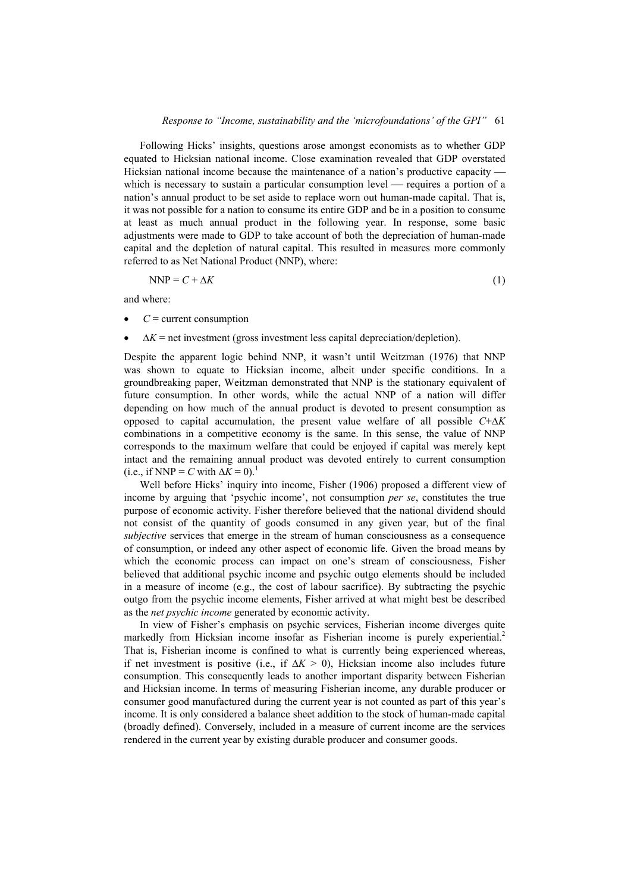Following Hicks' insights, questions arose amongst economists as to whether GDP equated to Hicksian national income. Close examination revealed that GDP overstated Hicksian national income because the maintenance of a nation's productive capacity — which is necessary to sustain a particular consumption level — requires a portion of a nation's annual product to be set aside to replace worn out human-made capital. That is, it was not possible for a nation to consume its entire GDP and be in a position to consume at least as much annual product in the following year. In response, some basic adjustments were made to GDP to take account of both the depreciation of human-made capital and the depletion of natural capital. This resulted in measures more commonly referred to as Net National Product (NNP), where:

$$\text{NNP} = C + \Delta K \tag{1}$$

and where:

- $C$ = current consumption
- $\Delta K$ = net investment (gross investment less capital depreciation/depletion).

Despite the apparent logic behind NNP, it wasn't until Weitzman (1976) that NNP was shown to equate to Hicksian income, albeit under specific conditions. In a groundbreaking paper, Weitzman demonstrated that NNP is the stationary equivalent of future consumption. In other words, while the actual NNP of a nation will differ depending on how much of the annual product is devoted to present consumption as opposed to capital accumulation, the present value welfare of all possible $C+\Delta K$ combinations in a competitive economy is the same. In this sense, the value of NNP corresponds to the maximum welfare that could be enjoyed if capital was merely kept intact and the remaining annual product was devoted entirely to current consumption (i.e., if NNP = $C$ with $\Delta K = 0$).[1]

Well before Hicks' inquiry into income, Fisher (1906) proposed a different view of income by arguing that 'psychic income', not consumption *per se*, constitutes the true purpose of economic activity. Fisher therefore believed that the national dividend should not consist of the quantity of goods consumed in any given year, but of the final *subjective* services that emerge in the stream of human consciousness as a consequence of consumption, or indeed any other aspect of economic life. Given the broad means by which the economic process can impact on one's stream of consciousness, Fisher believed that additional psychic income and psychic outgo elements should be included in a measure of income (e.g., the cost of labour sacrifice). By subtracting the psychic outgo from the psychic income elements, Fisher arrived at what might best be described as the *net psychic income* generated by economic activity.

In view of Fisher's emphasis on psychic services, Fisherian income diverges quite markedly from Hicksian income insofar as Fisherian income is purely experiential.[2] That is, Fisherian income is confined to what is currently being experienced whereas, if net investment is positive (i.e., if $\Delta K > 0$), Hicksian income also includes future consumption. This consequently leads to another important disparity between Fisherian and Hicksian income. In terms of measuring Fisherian income, any durable producer or consumer good manufactured during the current year is not counted as part of this year's income. It is only considered a balance sheet addition to the stock of human-made capital (broadly defined). Conversely, included in a measure of current income are the services rendered in the current year by existing durable producer and consumer goods.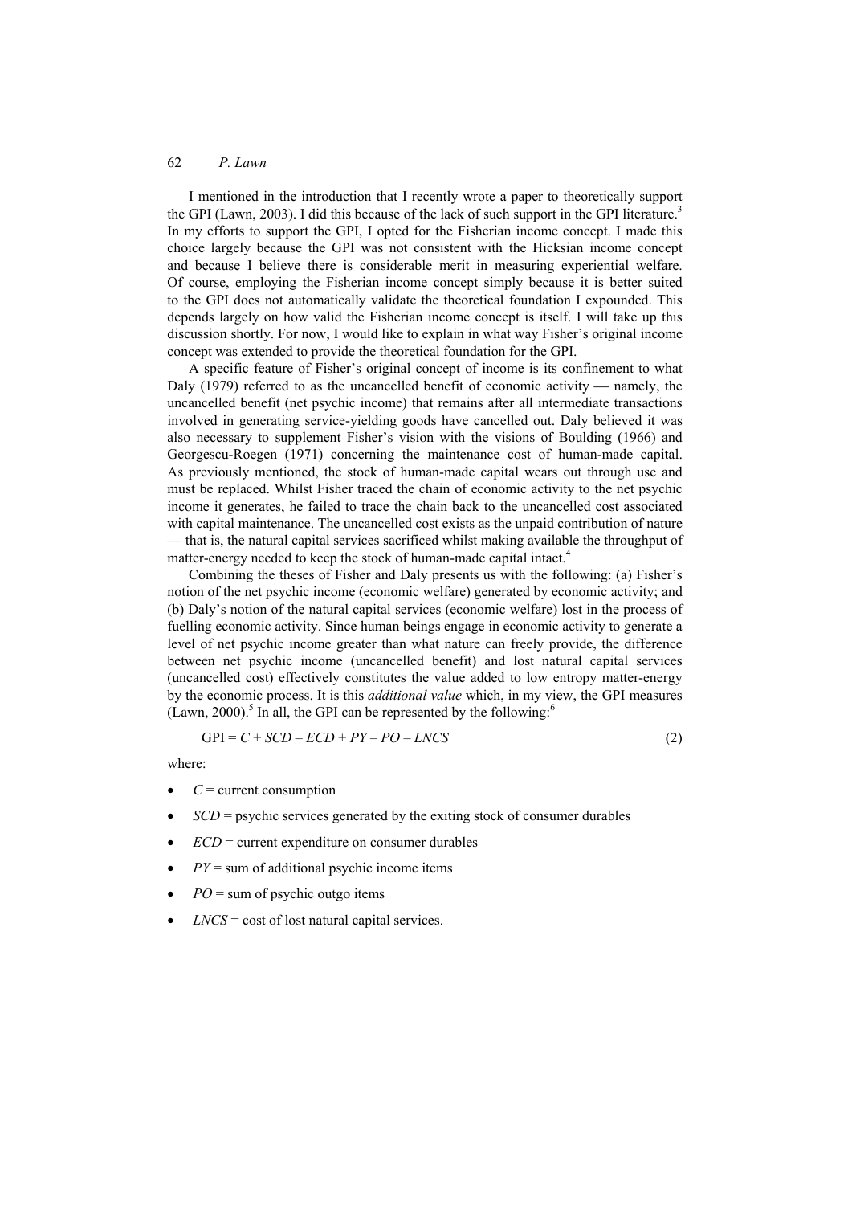I mentioned in the introduction that I recently wrote a paper to theoretically support the GPI (Lawn, 2003). I did this because of the lack of such support in the GPI literature.[3] In my efforts to support the GPI, I opted for the Fisherian income concept. I made this choice largely because the GPI was not consistent with the Hicksian income concept and because I believe there is considerable merit in measuring experiential welfare. Of course, employing the Fisherian income concept simply because it is better suited to the GPI does not automatically validate the theoretical foundation I expounded. This depends largely on how valid the Fisherian income concept is itself. I will take up this discussion shortly. For now, I would like to explain in what way Fisher's original income concept was extended to provide the theoretical foundation for the GPI.

A specific feature of Fisher's original concept of income is its confinement to what Daly (1979) referred to as the uncancelled benefit of economic activity — namely, the uncancelled benefit (net psychic income) that remains after all intermediate transactions involved in generating service-yielding goods have cancelled out. Daly believed it was also necessary to supplement Fisher's vision with the visions of Boulding (1966) and Georgescu-Roegen (1971) concerning the maintenance cost of human-made capital. As previously mentioned, the stock of human-made capital wears out through use and must be replaced. Whilst Fisher traced the chain of economic activity to the net psychic income it generates, he failed to trace the chain back to the uncancelled cost associated with capital maintenance. The uncancelled cost exists as the unpaid contribution of nature — that is, the natural capital services sacrificed whilst making available the throughput of matter-energy needed to keep the stock of human-made capital intact.[4]

Combining the theses of Fisher and Daly presents us with the following: (a) Fisher's notion of the net psychic income (economic welfare) generated by economic activity; and (b) Daly's notion of the natural capital services (economic welfare) lost in the process of fuelling economic activity. Since human beings engage in economic activity to generate a level of net psychic income greater than what nature can freely provide, the difference between net psychic income (uncancelled benefit) and lost natural capital services (uncancelled cost) effectively constitutes the value added to low entropy matter-energy by the economic process. It is this *additional value* which, in my view, the GPI measures (Lawn, 2000).[5] In all, the GPI can be represented by the following:[6]

$$\text{GPI} = C + SCD - ECD + PY - PO - LNCS \tag{2}$$

where:

- $C$ = current consumption
- $SCD$ = psychic services generated by the exiting stock of consumer durables
- $ECD$ = current expenditure on consumer durables
- $PY$ = sum of additional psychic income items
- $PO$ = sum of psychic outgo items
- $LNCS$ = cost of lost natural capital services.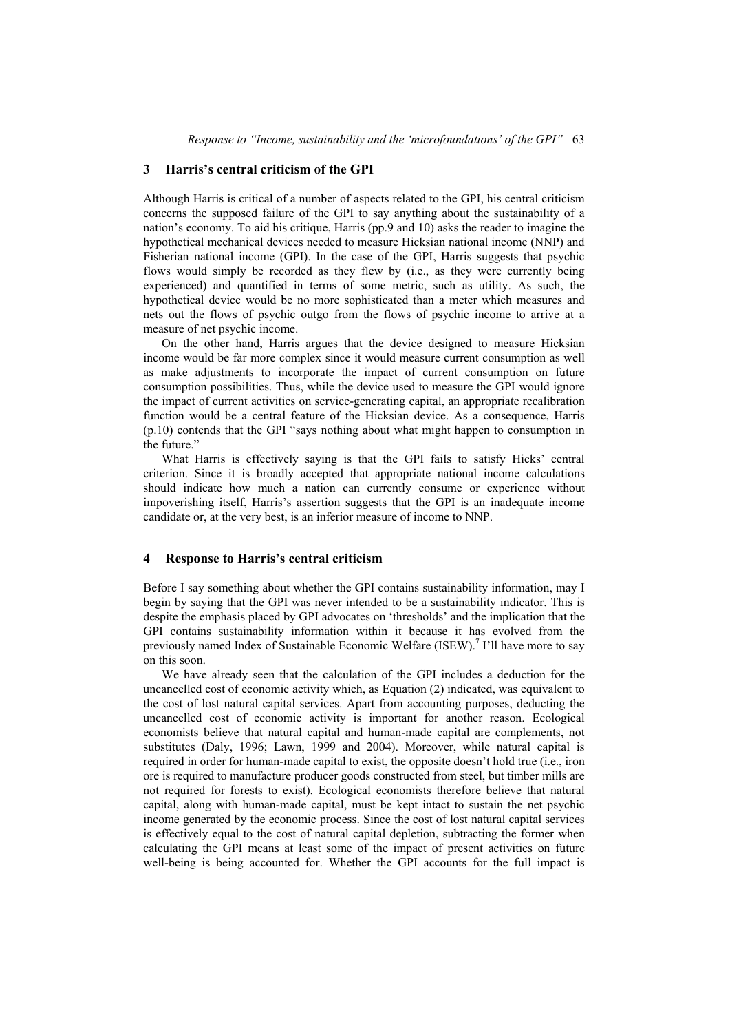## 3 Harris's central criticism of the GPI

Although Harris is critical of a number of aspects related to the GPI, his central criticism concerns the supposed failure of the GPI to say anything about the sustainability of a nation's economy. To aid his critique, Harris (pp.9 and 10) asks the reader to imagine the hypothetical mechanical devices needed to measure Hicksian national income (NNP) and Fisherian national income (GPI). In the case of the GPI, Harris suggests that psychic flows would simply be recorded as they flew by (i.e., as they were currently being experienced) and quantified in terms of some metric, such as utility. As such, the hypothetical device would be no more sophisticated than a meter which measures and nets out the flows of psychic outgo from the flows of psychic income to arrive at a measure of net psychic income.

On the other hand, Harris argues that the device designed to measure Hicksian income would be far more complex since it would measure current consumption as well as make adjustments to incorporate the impact of current consumption on future consumption possibilities. Thus, while the device used to measure the GPI would ignore the impact of current activities on service-generating capital, an appropriate recalibration function would be a central feature of the Hicksian device. As a consequence, Harris (p.10) contends that the GPI "says nothing about what might happen to consumption in the future."

What Harris is effectively saying is that the GPI fails to satisfy Hicks' central criterion. Since it is broadly accepted that appropriate national income calculations should indicate how much a nation can currently consume or experience without impoverishing itself, Harris's assertion suggests that the GPI is an inadequate income candidate or, at the very best, is an inferior measure of income to NNP.

## 4 Response to Harris's central criticism

Before I say something about whether the GPI contains sustainability information, may I begin by saying that the GPI was never intended to be a sustainability indicator. This is despite the emphasis placed by GPI advocates on 'thresholds' and the implication that the GPI contains sustainability information within it because it has evolved from the previously named Index of Sustainable Economic Welfare (ISEW).[7] I'll have more to say on this soon.

We have already seen that the calculation of the GPI includes a deduction for the uncancelled cost of economic activity which, as Equation (2) indicated, was equivalent to the cost of lost natural capital services. Apart from accounting purposes, deducting the uncancelled cost of economic activity is important for another reason. Ecological economists believe that natural capital and human-made capital are complements, not substitutes (Daly, 1996; Lawn, 1999 and 2004). Moreover, while natural capital is required in order for human-made capital to exist, the opposite doesn't hold true (i.e., iron ore is required to manufacture producer goods constructed from steel, but timber mills are not required for forests to exist). Ecological economists therefore believe that natural capital, along with human-made capital, must be kept intact to sustain the net psychic income generated by the economic process. Since the cost of lost natural capital services is effectively equal to the cost of natural capital depletion, subtracting the former when calculating the GPI means at least some of the impact of present activities on future well-being is being accounted for. Whether the GPI accounts for the full impact is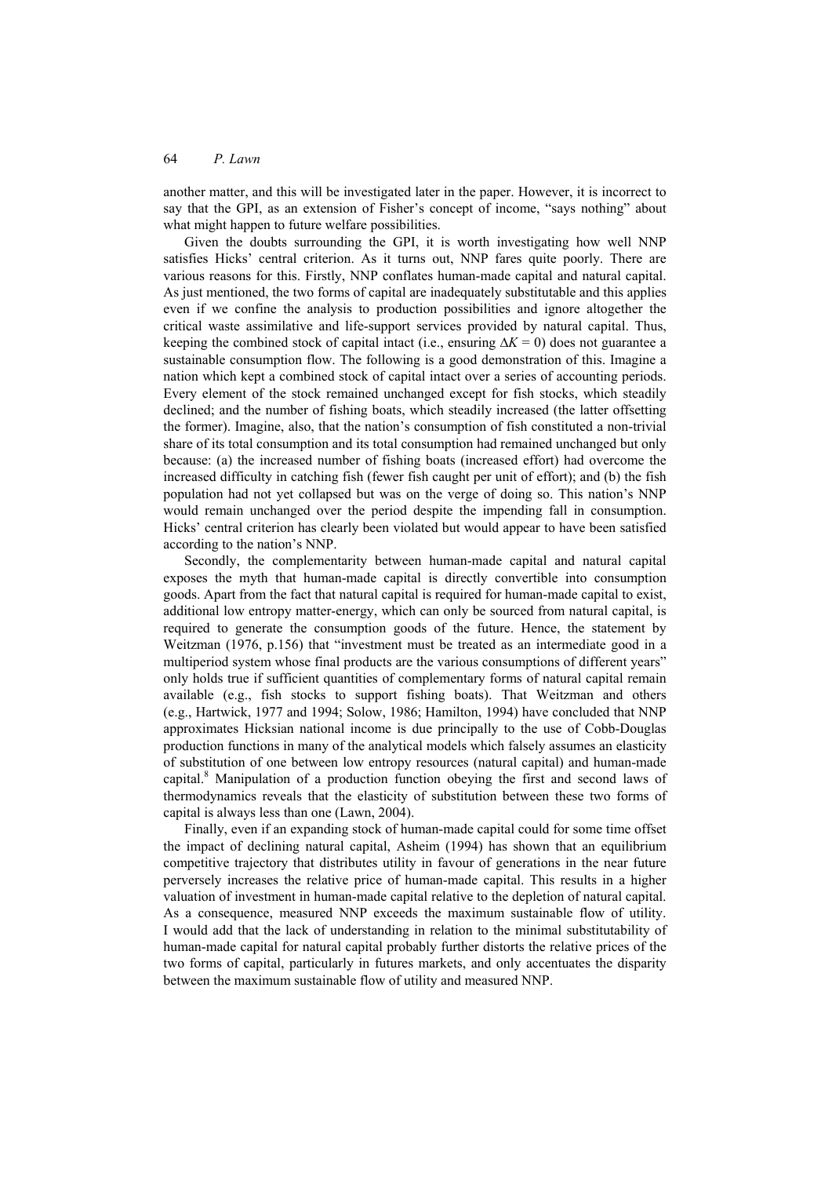another matter, and this will be investigated later in the paper. However, it is incorrect to say that the GPI, as an extension of Fisher's concept of income, "says nothing" about what might happen to future welfare possibilities.

Given the doubts surrounding the GPI, it is worth investigating how well NNP satisfies Hicks' central criterion. As it turns out, NNP fares quite poorly. There are various reasons for this. Firstly, NNP conflates human-made capital and natural capital. As just mentioned, the two forms of capital are inadequately substitutable and this applies even if we confine the analysis to production possibilities and ignore altogether the critical waste assimilative and life-support services provided by natural capital. Thus, keeping the combined stock of capital intact (i.e., ensuring $\Delta K = 0$) does not guarantee a sustainable consumption flow. The following is a good demonstration of this. Imagine a nation which kept a combined stock of capital intact over a series of accounting periods. Every element of the stock remained unchanged except for fish stocks, which steadily declined; and the number of fishing boats, which steadily increased (the latter offsetting the former). Imagine, also, that the nation's consumption of fish constituted a non-trivial share of its total consumption and its total consumption had remained unchanged but only because: (a) the increased number of fishing boats (increased effort) had overcome the increased difficulty in catching fish (fewer fish caught per unit of effort); and (b) the fish population had not yet collapsed but was on the verge of doing so. This nation's NNP would remain unchanged over the period despite the impending fall in consumption. Hicks' central criterion has clearly been violated but would appear to have been satisfied according to the nation's NNP.

Secondly, the complementarity between human-made capital and natural capital exposes the myth that human-made capital is directly convertible into consumption goods. Apart from the fact that natural capital is required for human-made capital to exist, additional low entropy matter-energy, which can only be sourced from natural capital, is required to generate the consumption goods of the future. Hence, the statement by Weitzman (1976, p.156) that "investment must be treated as an intermediate good in a multiperiod system whose final products are the various consumptions of different years" only holds true if sufficient quantities of complementary forms of natural capital remain available (e.g., fish stocks to support fishing boats). That Weitzman and others (e.g., Hartwick, 1977 and 1994; Solow, 1986; Hamilton, 1994) have concluded that NNP approximates Hicksian national income is due principally to the use of Cobb-Douglas production functions in many of the analytical models which falsely assumes an elasticity of substitution of one between low entropy resources (natural capital) and human-made capital.[8] Manipulation of a production function obeying the first and second laws of thermodynamics reveals that the elasticity of substitution between these two forms of capital is always less than one (Lawn, 2004).

Finally, even if an expanding stock of human-made capital could for some time offset the impact of declining natural capital, Asheim (1994) has shown that an equilibrium competitive trajectory that distributes utility in favour of generations in the near future perversely increases the relative price of human-made capital. This results in a higher valuation of investment in human-made capital relative to the depletion of natural capital. As a consequence, measured NNP exceeds the maximum sustainable flow of utility. I would add that the lack of understanding in relation to the minimal substitutability of human-made capital for natural capital probably further distorts the relative prices of the two forms of capital, particularly in futures markets, and only accentuates the disparity between the maximum sustainable flow of utility and measured NNP.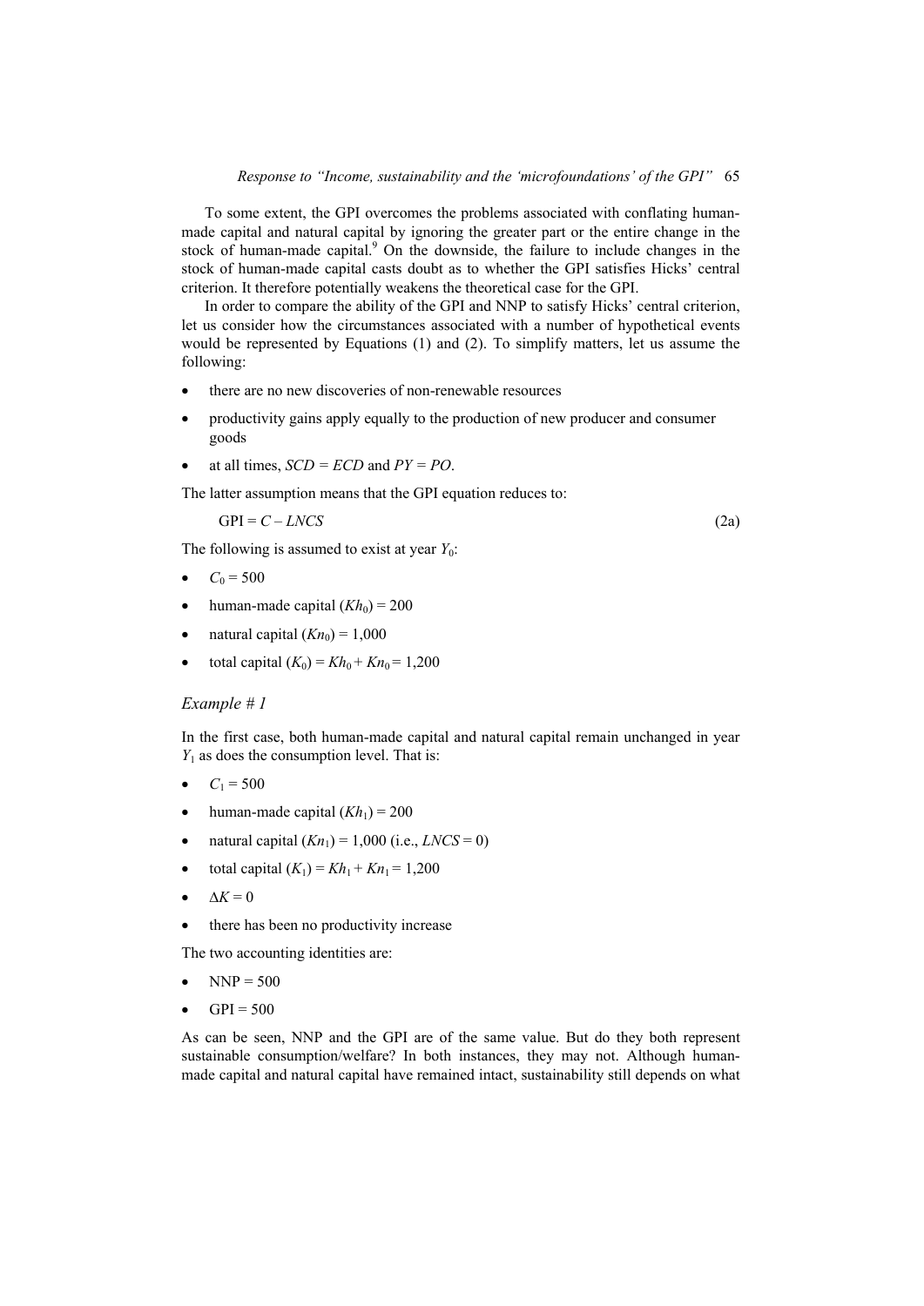To some extent, the GPI overcomes the problems associated with conflating human-made capital and natural capital by ignoring the greater part or the entire change in the stock of human-made capital.[9] On the downside, the failure to include changes in the stock of human-made capital casts doubt as to whether the GPI satisfies Hicks' central criterion. It therefore potentially weakens the theoretical case for the GPI.

In order to compare the ability of the GPI and NNP to satisfy Hicks' central criterion, let us consider how the circumstances associated with a number of hypothetical events would be represented by Equations (1) and (2). To simplify matters, let us assume the following:

- there are no new discoveries of non-renewable resources
- productivity gains apply equally to the production of new producer and consumer goods
- at all times, $SCD = ECD$ and $PY = PO$.

The latter assumption means that the GPI equation reduces to:

$$\text{GPI} = C - LNCS \tag{2a}$$

The following is assumed to exist at year $Y_0$:

- $C_0 = 500$
- human-made capital ($Kh_0$) = 200
- natural capital ($Kn_0$) = 1,000
- total capital ($K_0$) = $Kh_0 + Kn_0$ = 1,200

### *Example # 1*

In the first case, both human-made capital and natural capital remain unchanged in year $Y_1$ as does the consumption level. That is:

- $C_1 = 500$
- human-made capital ($Kh_1$) = 200
- natural capital ($Kn_1$) = 1,000 (i.e., $LNCS = 0$)
- total capital ($K_1$) = $Kh_1 + Kn_1$ = 1,200
- $\Delta K = 0$
- there has been no productivity increase

The two accounting identities are:

- NNP = 500
- GPI = 500

As can be seen, NNP and the GPI are of the same value. But do they both represent sustainable consumption/welfare? In both instances, they may not. Although human-made capital and natural capital have remained intact, sustainability still depends on what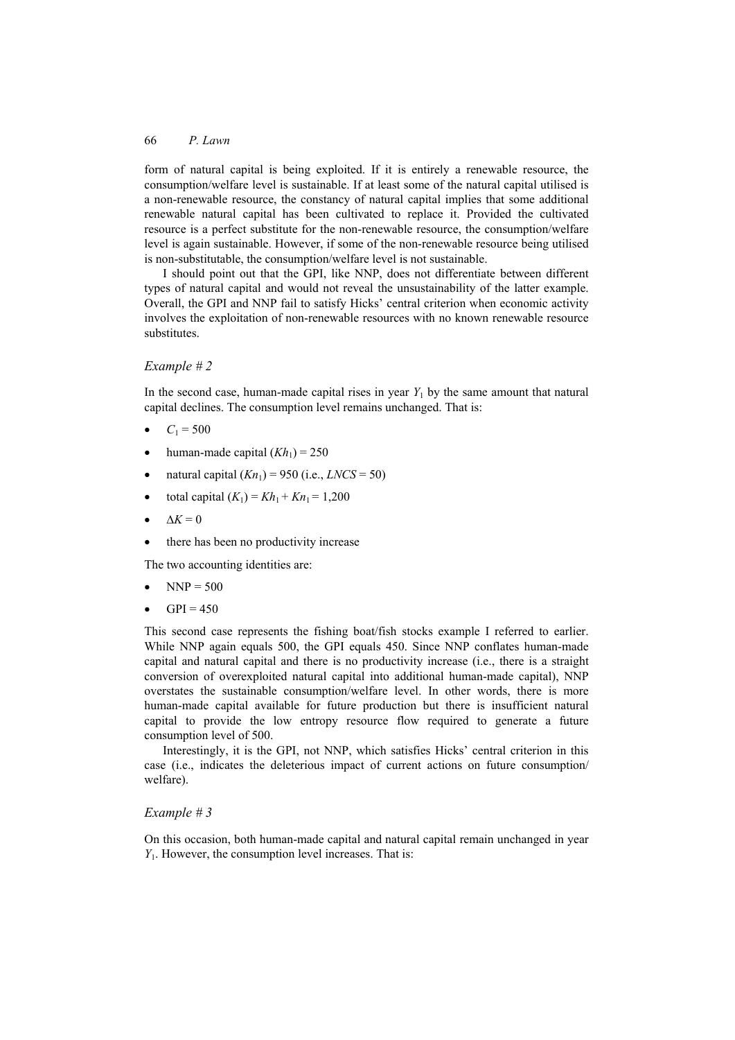form of natural capital is being exploited. If it is entirely a renewable resource, the consumption/welfare level is sustainable. If at least some of the natural capital utilised is a non-renewable resource, the constancy of natural capital implies that some additional renewable natural capital has been cultivated to replace it. Provided the cultivated resource is a perfect substitute for the non-renewable resource, the consumption/welfare level is again sustainable. However, if some of the non-renewable resource being utilised is non-substitutable, the consumption/welfare level is not sustainable.

I should point out that the GPI, like NNP, does not differentiate between different types of natural capital and would not reveal the unsustainability of the latter example. Overall, the GPI and NNP fail to satisfy Hicks' central criterion when economic activity involves the exploitation of non-renewable resources with no known renewable resource substitutes.

### *Example # 2*

In the second case, human-made capital rises in year $Y_1$ by the same amount that natural capital declines. The consumption level remains unchanged. That is:

- $C_1 = 500$
- human-made capital ($Kh_1$) = 250
- natural capital ($Kn_1$) = 950 (i.e., $LNCS = 50$)
- total capital ($K_1$) = $Kh_1 + Kn_1 = 1{,}200$
- $\Delta K = 0$
- there has been no productivity increase

The two accounting identities are:

- NNP = 500
- GPI = 450

This second case represents the fishing boat/fish stocks example I referred to earlier. While NNP again equals 500, the GPI equals 450. Since NNP conflates human-made capital and natural capital and there is no productivity increase (i.e., there is a straight conversion of overexploited natural capital into additional human-made capital), NNP overstates the sustainable consumption/welfare level. In other words, there is more human-made capital available for future production but there is insufficient natural capital to provide the low entropy resource flow required to generate a future consumption level of 500.

Interestingly, it is the GPI, not NNP, which satisfies Hicks' central criterion in this case (i.e., indicates the deleterious impact of current actions on future consumption/welfare).

### *Example # 3*

On this occasion, both human-made capital and natural capital remain unchanged in year $Y_1$. However, the consumption level increases. That is: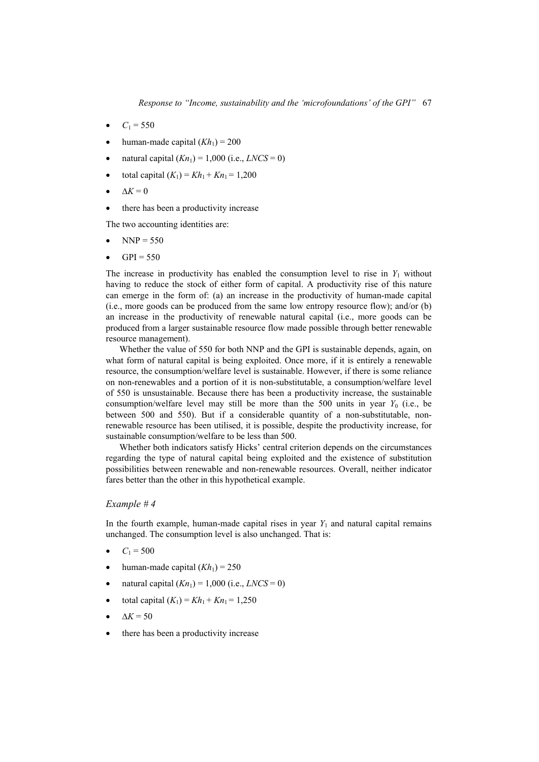- $C_1 = 550$
- human-made capital ($Kh_1$) = 200
- natural capital ($Kn_1$) = 1,000 (i.e., $LNCS = 0$)
- total capital ($K_1$) = $Kh_1 + Kn_1$ = 1,200
- $\Delta K = 0$
- there has been a productivity increase

The two accounting identities are:

- NNP = 550
- GPI = 550

The increase in productivity has enabled the consumption level to rise in $Y_1$ without having to reduce the stock of either form of capital. A productivity rise of this nature can emerge in the form of: (a) an increase in the productivity of human-made capital (i.e., more goods can be produced from the same low entropy resource flow); and/or (b) an increase in the productivity of renewable natural capital (i.e., more goods can be produced from a larger sustainable resource flow made possible through better renewable resource management).

Whether the value of 550 for both NNP and the GPI is sustainable depends, again, on what form of natural capital is being exploited. Once more, if it is entirely a renewable resource, the consumption/welfare level is sustainable. However, if there is some reliance on non-renewables and a portion of it is non-substitutable, a consumption/welfare level of 550 is unsustainable. Because there has been a productivity increase, the sustainable consumption/welfare level may still be more than the 500 units in year $Y_0$ (i.e., be between 500 and 550). But if a considerable quantity of a non-substitutable, non-renewable resource has been utilised, it is possible, despite the productivity increase, for sustainable consumption/welfare to be less than 500.

Whether both indicators satisfy Hicks' central criterion depends on the circumstances regarding the type of natural capital being exploited and the existence of substitution possibilities between renewable and non-renewable resources. Overall, neither indicator fares better than the other in this hypothetical example.

### *Example # 4*

In the fourth example, human-made capital rises in year $Y_1$ and natural capital remains unchanged. The consumption level is also unchanged. That is:

- $C_1 = 500$
- human-made capital ($Kh_1$) = 250
- natural capital ($Kn_1$) = 1,000 (i.e., $LNCS = 0$)
- total capital ($K_1$) = $Kh_1 + Kn_1$ = 1,250
- $\Delta K = 50$
- there has been a productivity increase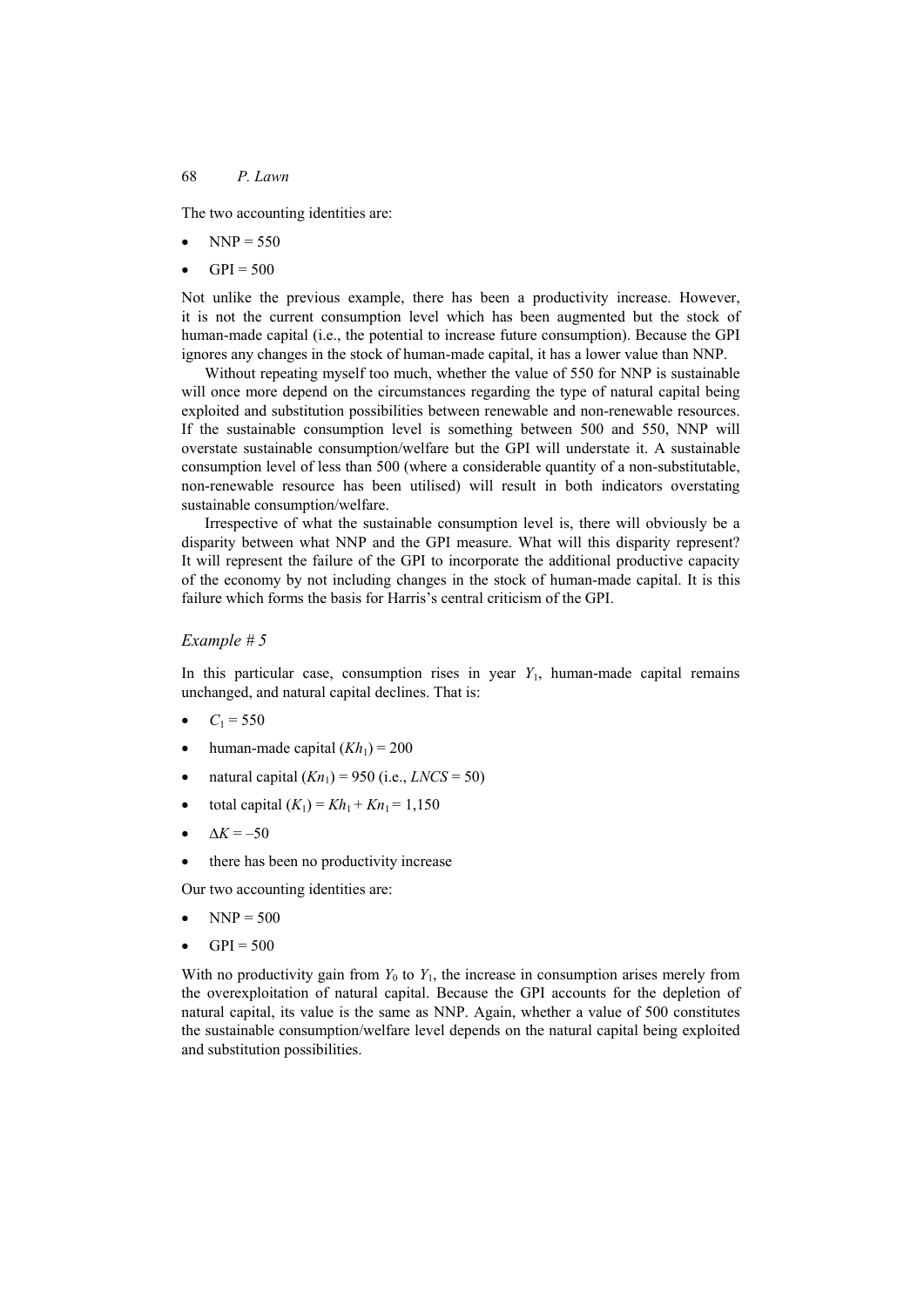The two accounting identities are:

- NNP = 550
- GPI = 500

Not unlike the previous example, there has been a productivity increase. However, it is not the current consumption level which has been augmented but the stock of human-made capital (i.e., the potential to increase future consumption). Because the GPI ignores any changes in the stock of human-made capital, it has a lower value than NNP.

Without repeating myself too much, whether the value of 550 for NNP is sustainable will once more depend on the circumstances regarding the type of natural capital being exploited and substitution possibilities between renewable and non-renewable resources. If the sustainable consumption level is something between 500 and 550, NNP will overstate sustainable consumption/welfare but the GPI will understate it. A sustainable consumption level of less than 500 (where a considerable quantity of a non-substitutable, non-renewable resource has been utilised) will result in both indicators overstating sustainable consumption/welfare.

Irrespective of what the sustainable consumption level is, there will obviously be a disparity between what NNP and the GPI measure. What will this disparity represent? It will represent the failure of the GPI to incorporate the additional productive capacity of the economy by not including changes in the stock of human-made capital. It is this failure which forms the basis for Harris's central criticism of the GPI.

### *Example # 5*

In this particular case, consumption rises in year $Y_1$, human-made capital remains unchanged, and natural capital declines. That is:

- $C_1 = 550$
- human-made capital ($Kh_1$) = 200
- natural capital ($Kn_1$) = 950 (i.e., $LNCS = 50$)
- total capital ($K_1$) = $Kh_1 + Kn_1$ = 1,150
- $\Delta K = -50$
- there has been no productivity increase

Our two accounting identities are:

- NNP = 500
- GPI = 500

With no productivity gain from $Y_0$ to $Y_1$, the increase in consumption arises merely from the overexploitation of natural capital. Because the GPI accounts for the depletion of natural capital, its value is the same as NNP. Again, whether a value of 500 constitutes the sustainable consumption/welfare level depends on the natural capital being exploited and substitution possibilities.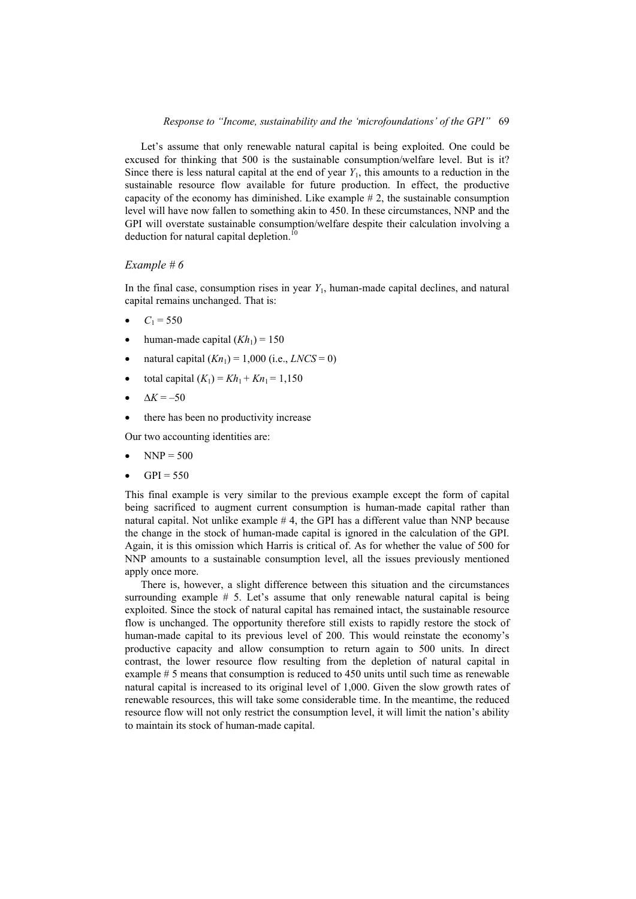Let's assume that only renewable natural capital is being exploited. One could be excused for thinking that 500 is the sustainable consumption/welfare level. But is it? Since there is less natural capital at the end of year $Y_1$, this amounts to a reduction in the sustainable resource flow available for future production. In effect, the productive capacity of the economy has diminished. Like example # 2, the sustainable consumption level will have now fallen to something akin to 450. In these circumstances, NNP and the GPI will overstate sustainable consumption/welfare despite their calculation involving a deduction for natural capital depletion.[10]

### *Example # 6*

In the final case, consumption rises in year $Y_1$, human-made capital declines, and natural capital remains unchanged. That is:

- $C_1 = 550$
- human-made capital ($Kh_1$) = 150
- natural capital ($Kn_1$) = 1,000 (i.e., $LNCS = 0$)
- total capital ($K_1$) = $Kh_1 + Kn_1 = 1{,}150$
- $\Delta K = -50$
- there has been no productivity increase

Our two accounting identities are:

- NNP = 500
- GPI = 550

This final example is very similar to the previous example except the form of capital being sacrificed to augment current consumption is human-made capital rather than natural capital. Not unlike example # 4, the GPI has a different value than NNP because the change in the stock of human-made capital is ignored in the calculation of the GPI. Again, it is this omission which Harris is critical of. As for whether the value of 500 for NNP amounts to a sustainable consumption level, all the issues previously mentioned apply once more.

There is, however, a slight difference between this situation and the circumstances surrounding example # 5. Let's assume that only renewable natural capital is being exploited. Since the stock of natural capital has remained intact, the sustainable resource flow is unchanged. The opportunity therefore still exists to rapidly restore the stock of human-made capital to its previous level of 200. This would reinstate the economy's productive capacity and allow consumption to return again to 500 units. In direct contrast, the lower resource flow resulting from the depletion of natural capital in example # 5 means that consumption is reduced to 450 units until such time as renewable natural capital is increased to its original level of 1,000. Given the slow growth rates of renewable resources, this will take some considerable time. In the meantime, the reduced resource flow will not only restrict the consumption level, it will limit the nation's ability to maintain its stock of human-made capital.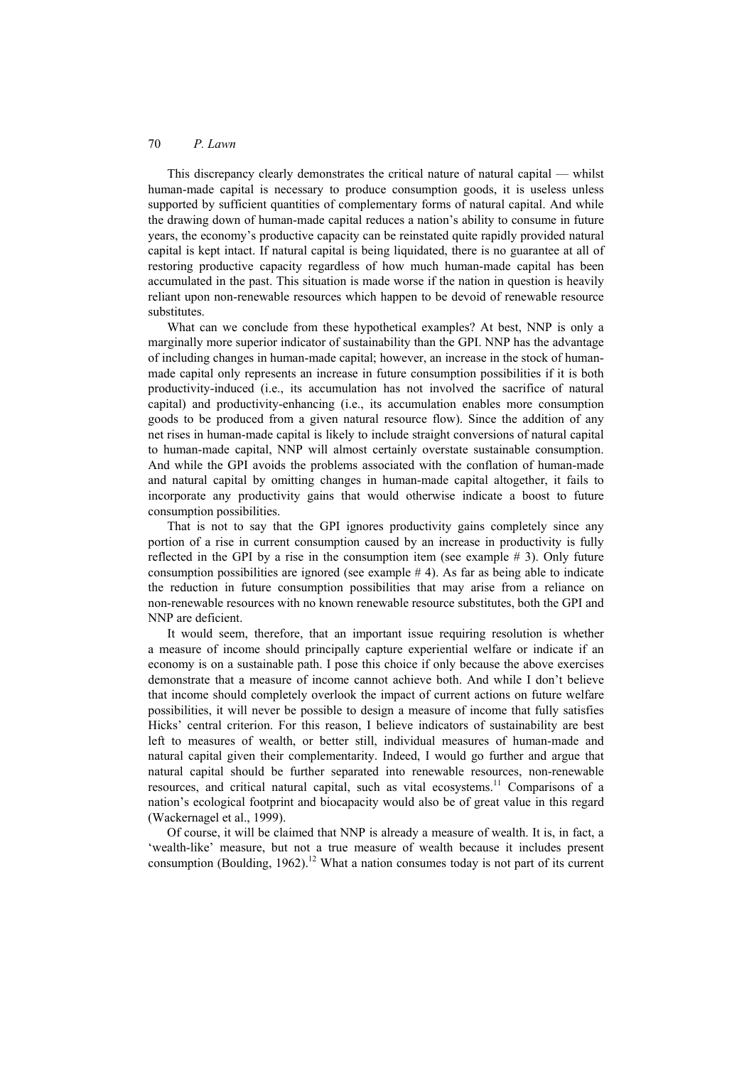This discrepancy clearly demonstrates the critical nature of natural capital — whilst human-made capital is necessary to produce consumption goods, it is useless unless supported by sufficient quantities of complementary forms of natural capital. And while the drawing down of human-made capital reduces a nation's ability to consume in future years, the economy's productive capacity can be reinstated quite rapidly provided natural capital is kept intact. If natural capital is being liquidated, there is no guarantee at all of restoring productive capacity regardless of how much human-made capital has been accumulated in the past. This situation is made worse if the nation in question is heavily reliant upon non-renewable resources which happen to be devoid of renewable resource substitutes.

What can we conclude from these hypothetical examples? At best, NNP is only a marginally more superior indicator of sustainability than the GPI. NNP has the advantage of including changes in human-made capital; however, an increase in the stock of human-made capital only represents an increase in future consumption possibilities if it is both productivity-induced (i.e., its accumulation has not involved the sacrifice of natural capital) and productivity-enhancing (i.e., its accumulation enables more consumption goods to be produced from a given natural resource flow). Since the addition of any net rises in human-made capital is likely to include straight conversions of natural capital to human-made capital, NNP will almost certainly overstate sustainable consumption. And while the GPI avoids the problems associated with the conflation of human-made and natural capital by omitting changes in human-made capital altogether, it fails to incorporate any productivity gains that would otherwise indicate a boost to future consumption possibilities.

That is not to say that the GPI ignores productivity gains completely since any portion of a rise in current consumption caused by an increase in productivity is fully reflected in the GPI by a rise in the consumption item (see example # 3). Only future consumption possibilities are ignored (see example # 4). As far as being able to indicate the reduction in future consumption possibilities that may arise from a reliance on non-renewable resources with no known renewable resource substitutes, both the GPI and NNP are deficient.

It would seem, therefore, that an important issue requiring resolution is whether a measure of income should principally capture experiential welfare or indicate if an economy is on a sustainable path. I pose this choice if only because the above exercises demonstrate that a measure of income cannot achieve both. And while I don't believe that income should completely overlook the impact of current actions on future welfare possibilities, it will never be possible to design a measure of income that fully satisfies Hicks' central criterion. For this reason, I believe indicators of sustainability are best left to measures of wealth, or better still, individual measures of human-made and natural capital given their complementarity. Indeed, I would go further and argue that natural capital should be further separated into renewable resources, non-renewable resources, and critical natural capital, such as vital ecosystems.[11] Comparisons of a nation's ecological footprint and biocapacity would also be of great value in this regard (Wackernagel et al., 1999).

Of course, it will be claimed that NNP is already a measure of wealth. It is, in fact, a 'wealth-like' measure, but not a true measure of wealth because it includes present consumption (Boulding, 1962).[12] What a nation consumes today is not part of its current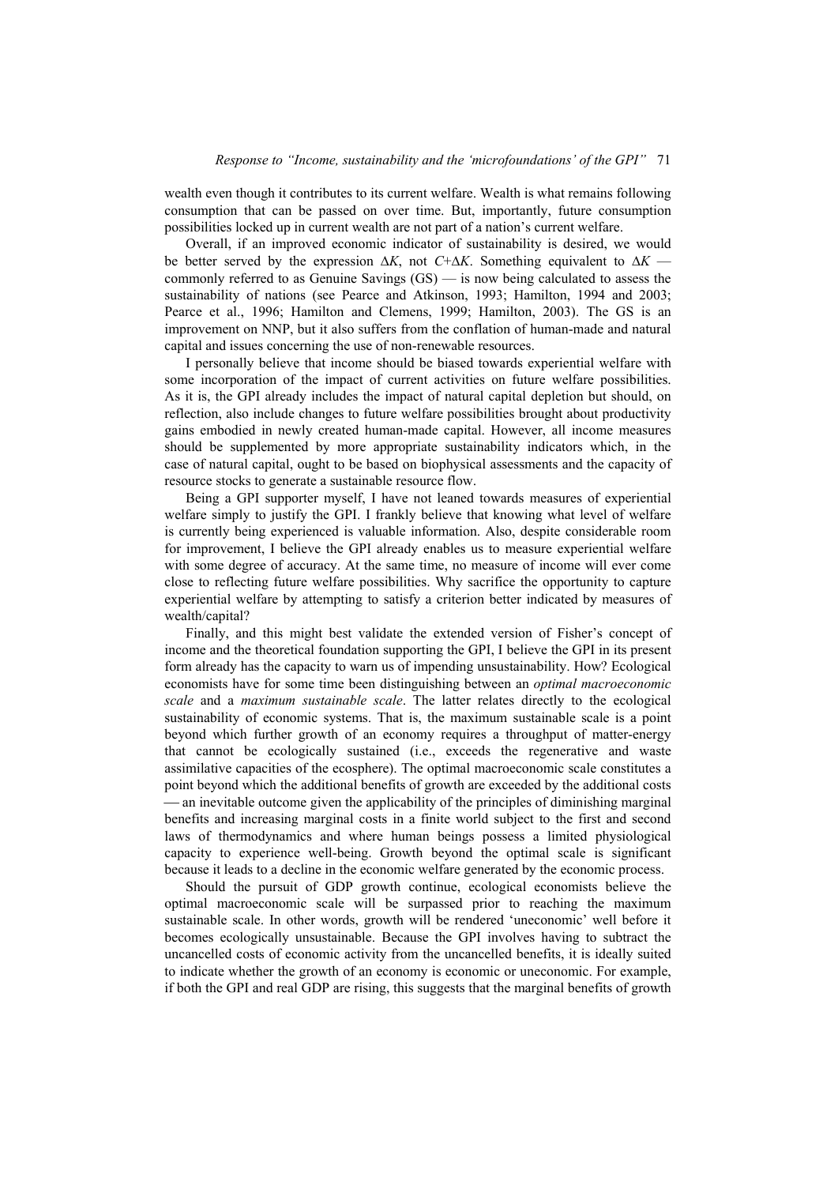wealth even though it contributes to its current welfare. Wealth is what remains following consumption that can be passed on over time. But, importantly, future consumption possibilities locked up in current wealth are not part of a nation's current welfare.

Overall, if an improved economic indicator of sustainability is desired, we would be better served by the expression $\Delta K$, not $C+\Delta K$. Something equivalent to $\Delta K$ — commonly referred to as Genuine Savings (GS) — is now being calculated to assess the sustainability of nations (see Pearce and Atkinson, 1993; Hamilton, 1994 and 2003; Pearce et al., 1996; Hamilton and Clemens, 1999; Hamilton, 2003). The GS is an improvement on NNP, but it also suffers from the conflation of human-made and natural capital and issues concerning the use of non-renewable resources.

I personally believe that income should be biased towards experiential welfare with some incorporation of the impact of current activities on future welfare possibilities. As it is, the GPI already includes the impact of natural capital depletion but should, on reflection, also include changes to future welfare possibilities brought about productivity gains embodied in newly created human-made capital. However, all income measures should be supplemented by more appropriate sustainability indicators which, in the case of natural capital, ought to be based on biophysical assessments and the capacity of resource stocks to generate a sustainable resource flow.

Being a GPI supporter myself, I have not leaned towards measures of experiential welfare simply to justify the GPI. I frankly believe that knowing what level of welfare is currently being experienced is valuable information. Also, despite considerable room for improvement, I believe the GPI already enables us to measure experiential welfare with some degree of accuracy. At the same time, no measure of income will ever come close to reflecting future welfare possibilities. Why sacrifice the opportunity to capture experiential welfare by attempting to satisfy a criterion better indicated by measures of wealth/capital?

Finally, and this might best validate the extended version of Fisher's concept of income and the theoretical foundation supporting the GPI, I believe the GPI in its present form already has the capacity to warn us of impending unsustainability. How? Ecological economists have for some time been distinguishing between an *optimal macroeconomic scale* and a *maximum sustainable scale*. The latter relates directly to the ecological sustainability of economic systems. That is, the maximum sustainable scale is a point beyond which further growth of an economy requires a throughput of matter-energy that cannot be ecologically sustained (i.e., exceeds the regenerative and waste assimilative capacities of the ecosphere). The optimal macroeconomic scale constitutes a point beyond which the additional benefits of growth are exceeded by the additional costs — an inevitable outcome given the applicability of the principles of diminishing marginal benefits and increasing marginal costs in a finite world subject to the first and second laws of thermodynamics and where human beings possess a limited physiological capacity to experience well-being. Growth beyond the optimal scale is significant because it leads to a decline in the economic welfare generated by the economic process.

Should the pursuit of GDP growth continue, ecological economists believe the optimal macroeconomic scale will be surpassed prior to reaching the maximum sustainable scale. In other words, growth will be rendered 'uneconomic' well before it becomes ecologically unsustainable. Because the GPI involves having to subtract the uncancelled costs of economic activity from the uncancelled benefits, it is ideally suited to indicate whether the growth of an economy is economic or uneconomic. For example, if both the GPI and real GDP are rising, this suggests that the marginal benefits of growth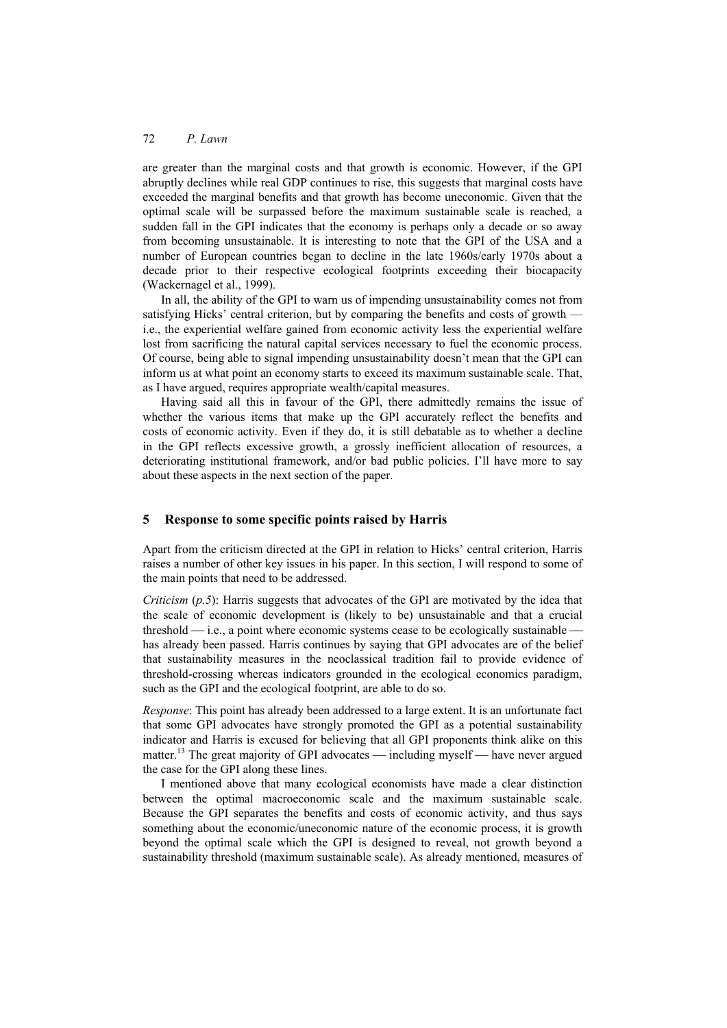are greater than the marginal costs and that growth is economic. However, if the GPI abruptly declines while real GDP continues to rise, this suggests that marginal costs have exceeded the marginal benefits and that growth has become uneconomic. Given that the optimal scale will be surpassed before the maximum sustainable scale is reached, a sudden fall in the GPI indicates that the economy is perhaps only a decade or so away from becoming unsustainable. It is interesting to note that the GPI of the USA and a number of European countries began to decline in the late 1960s/early 1970s about a decade prior to their respective ecological footprints exceeding their biocapacity (Wackernagel et al., 1999).

In all, the ability of the GPI to warn us of impending unsustainability comes not from satisfying Hicks' central criterion, but by comparing the benefits and costs of growth — i.e., the experiential welfare gained from economic activity less the experiential welfare lost from sacrificing the natural capital services necessary to fuel the economic process. Of course, being able to signal impending unsustainability doesn't mean that the GPI can inform us at what point an economy starts to exceed its maximum sustainable scale. That, as I have argued, requires appropriate wealth/capital measures.

Having said all this in favour of the GPI, there admittedly remains the issue of whether the various items that make up the GPI accurately reflect the benefits and costs of economic activity. Even if they do, it is still debatable as to whether a decline in the GPI reflects excessive growth, a grossly inefficient allocation of resources, a deteriorating institutional framework, and/or bad public policies. I'll have more to say about these aspects in the next section of the paper.

## 5 Response to some specific points raised by Harris

Apart from the criticism directed at the GPI in relation to Hicks' central criterion, Harris raises a number of other key issues in his paper. In this section, I will respond to some of the main points that need to be addressed.

*Criticism* (*p.5*): Harris suggests that advocates of the GPI are motivated by the idea that the scale of economic development is (likely to be) unsustainable and that a crucial threshold — i.e., a point where economic systems cease to be ecologically sustainable — has already been passed. Harris continues by saying that GPI advocates are of the belief that sustainability measures in the neoclassical tradition fail to provide evidence of threshold-crossing whereas indicators grounded in the ecological economics paradigm, such as the GPI and the ecological footprint, are able to do so.

*Response*: This point has already been addressed to a large extent. It is an unfortunate fact that some GPI advocates have strongly promoted the GPI as a potential sustainability indicator and Harris is excused for believing that all GPI proponents think alike on this matter.[13] The great majority of GPI advocates — including myself — have never argued the case for the GPI along these lines.

I mentioned above that many ecological economists have made a clear distinction between the optimal macroeconomic scale and the maximum sustainable scale. Because the GPI separates the benefits and costs of economic activity, and thus says something about the economic/uneconomic nature of the economic process, it is growth beyond the optimal scale which the GPI is designed to reveal, not growth beyond a sustainability threshold (maximum sustainable scale). As already mentioned, measures of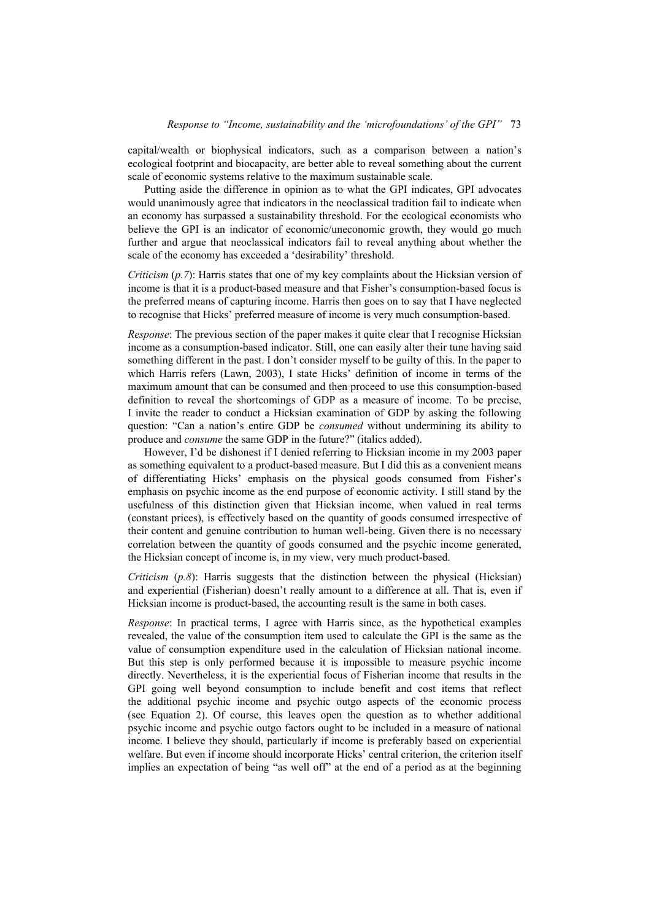capital/wealth or biophysical indicators, such as a comparison between a nation's ecological footprint and biocapacity, are better able to reveal something about the current scale of economic systems relative to the maximum sustainable scale.

Putting aside the difference in opinion as to what the GPI indicates, GPI advocates would unanimously agree that indicators in the neoclassical tradition fail to indicate when an economy has surpassed a sustainability threshold. For the ecological economists who believe the GPI is an indicator of economic/uneconomic growth, they would go much further and argue that neoclassical indicators fail to reveal anything about whether the scale of the economy has exceeded a 'desirability' threshold.

*Criticism* (*p.7*): Harris states that one of my key complaints about the Hicksian version of income is that it is a product-based measure and that Fisher's consumption-based focus is the preferred means of capturing income. Harris then goes on to say that I have neglected to recognise that Hicks' preferred measure of income is very much consumption-based.

*Response*: The previous section of the paper makes it quite clear that I recognise Hicksian income as a consumption-based indicator. Still, one can easily alter their tune having said something different in the past. I don't consider myself to be guilty of this. In the paper to which Harris refers (Lawn, 2003), I state Hicks' definition of income in terms of the maximum amount that can be consumed and then proceed to use this consumption-based definition to reveal the shortcomings of GDP as a measure of income. To be precise, I invite the reader to conduct a Hicksian examination of GDP by asking the following question: "Can a nation's entire GDP be *consumed* without undermining its ability to produce and *consume* the same GDP in the future?" (italics added).

However, I'd be dishonest if I denied referring to Hicksian income in my 2003 paper as something equivalent to a product-based measure. But I did this as a convenient means of differentiating Hicks' emphasis on the physical goods consumed from Fisher's emphasis on psychic income as the end purpose of economic activity. I still stand by the usefulness of this distinction given that Hicksian income, when valued in real terms (constant prices), is effectively based on the quantity of goods consumed irrespective of their content and genuine contribution to human well-being. Given there is no necessary correlation between the quantity of goods consumed and the psychic income generated, the Hicksian concept of income is, in my view, very much product-based.

*Criticism* (*p.8*): Harris suggests that the distinction between the physical (Hicksian) and experiential (Fisherian) doesn't really amount to a difference at all. That is, even if Hicksian income is product-based, the accounting result is the same in both cases.

*Response*: In practical terms, I agree with Harris since, as the hypothetical examples revealed, the value of the consumption item used to calculate the GPI is the same as the value of consumption expenditure used in the calculation of Hicksian national income. But this step is only performed because it is impossible to measure psychic income directly. Nevertheless, it is the experiential focus of Fisherian income that results in the GPI going well beyond consumption to include benefit and cost items that reflect the additional psychic income and psychic outgo aspects of the economic process (see Equation 2). Of course, this leaves open the question as to whether additional psychic income and psychic outgo factors ought to be included in a measure of national income. I believe they should, particularly if income is preferably based on experiential welfare. But even if income should incorporate Hicks' central criterion, the criterion itself implies an expectation of being "as well off" at the end of a period as at the beginning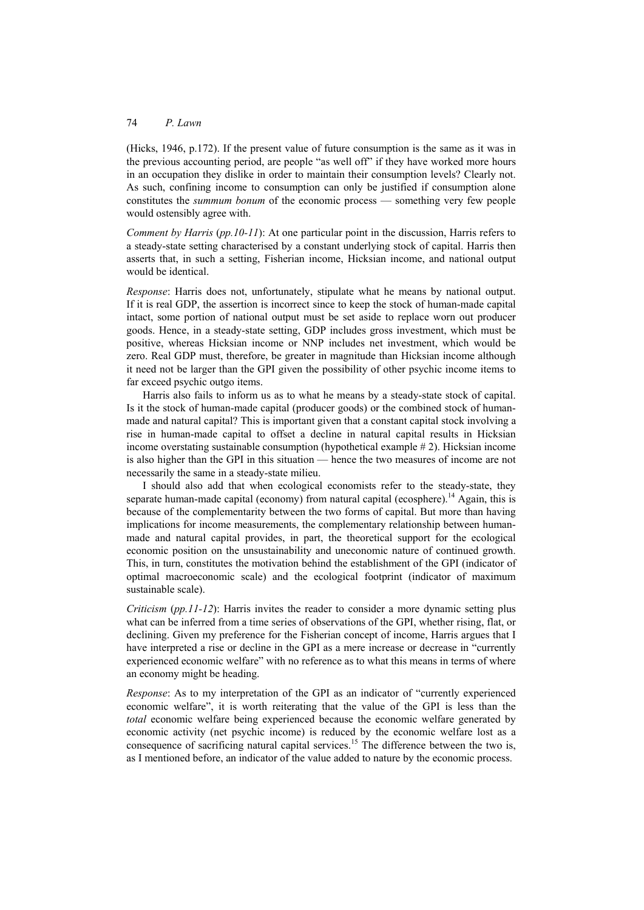(Hicks, 1946, p.172). If the present value of future consumption is the same as it was in the previous accounting period, are people "as well off" if they have worked more hours in an occupation they dislike in order to maintain their consumption levels? Clearly not. As such, confining income to consumption can only be justified if consumption alone constitutes the *summum bonum* of the economic process — something very few people would ostensibly agree with.

*Comment by Harris* (*pp.10-11*): At one particular point in the discussion, Harris refers to a steady-state setting characterised by a constant underlying stock of capital. Harris then asserts that, in such a setting, Fisherian income, Hicksian income, and national output would be identical.

*Response*: Harris does not, unfortunately, stipulate what he means by national output. If it is real GDP, the assertion is incorrect since to keep the stock of human-made capital intact, some portion of national output must be set aside to replace worn out producer goods. Hence, in a steady-state setting, GDP includes gross investment, which must be positive, whereas Hicksian income or NNP includes net investment, which would be zero. Real GDP must, therefore, be greater in magnitude than Hicksian income although it need not be larger than the GPI given the possibility of other psychic income items to far exceed psychic outgo items.

Harris also fails to inform us as to what he means by a steady-state stock of capital. Is it the stock of human-made capital (producer goods) or the combined stock of human-made and natural capital? This is important given that a constant capital stock involving a rise in human-made capital to offset a decline in natural capital results in Hicksian income overstating sustainable consumption (hypothetical example # 2). Hicksian income is also higher than the GPI in this situation — hence the two measures of income are not necessarily the same in a steady-state milieu.

I should also add that when ecological economists refer to the steady-state, they separate human-made capital (economy) from natural capital (ecosphere).[14] Again, this is because of the complementarity between the two forms of capital. But more than having implications for income measurements, the complementary relationship between human-made and natural capital provides, in part, the theoretical support for the ecological economic position on the unsustainability and uneconomic nature of continued growth. This, in turn, constitutes the motivation behind the establishment of the GPI (indicator of optimal macroeconomic scale) and the ecological footprint (indicator of maximum sustainable scale).

*Criticism* (*pp.11-12*): Harris invites the reader to consider a more dynamic setting plus what can be inferred from a time series of observations of the GPI, whether rising, flat, or declining. Given my preference for the Fisherian concept of income, Harris argues that I have interpreted a rise or decline in the GPI as a mere increase or decrease in "currently experienced economic welfare" with no reference as to what this means in terms of where an economy might be heading.

*Response*: As to my interpretation of the GPI as an indicator of "currently experienced economic welfare", it is worth reiterating that the value of the GPI is less than the *total* economic welfare being experienced because the economic welfare generated by economic activity (net psychic income) is reduced by the economic welfare lost as a consequence of sacrificing natural capital services.[15] The difference between the two is, as I mentioned before, an indicator of the value added to nature by the economic process.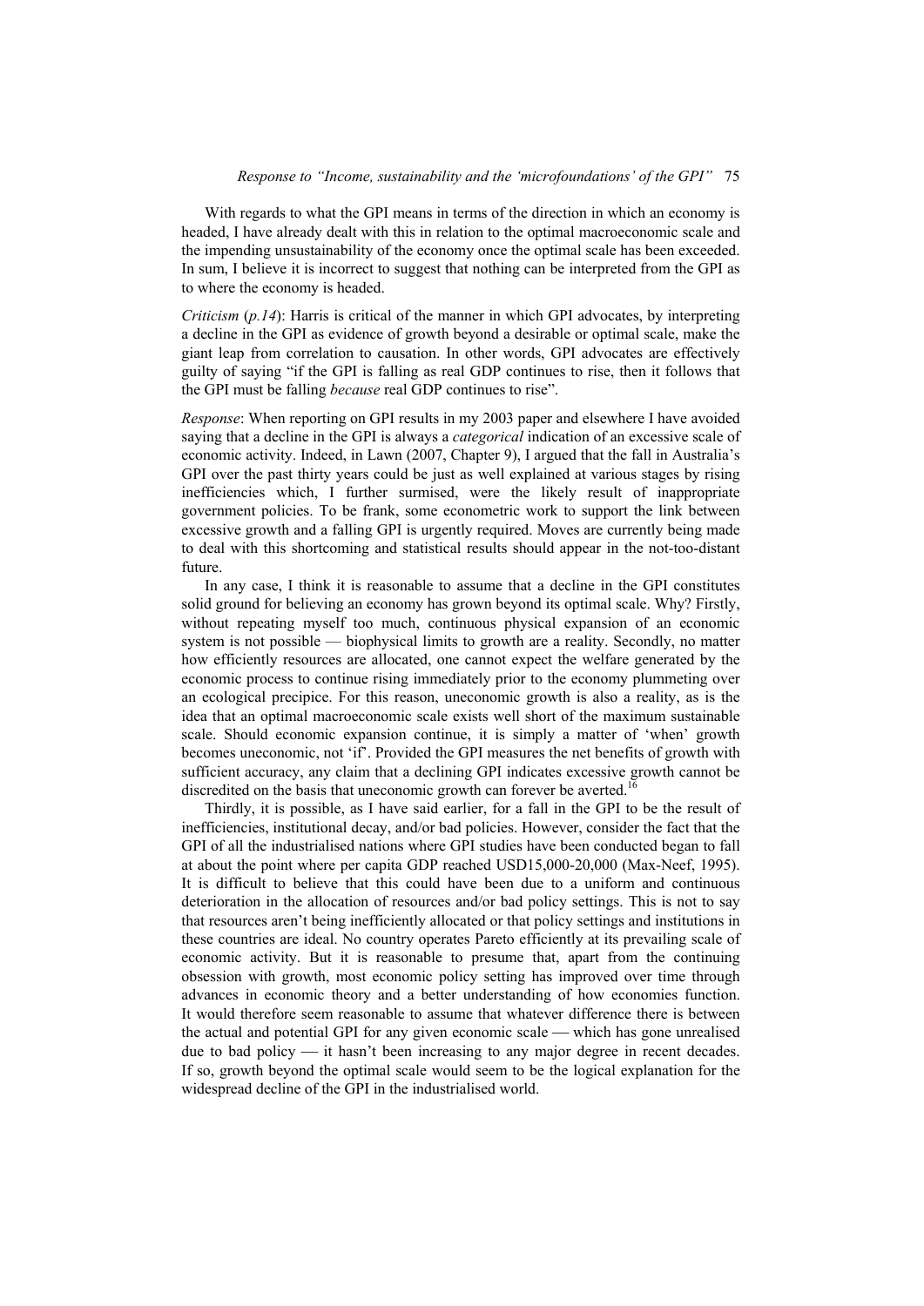With regards to what the GPI means in terms of the direction in which an economy is headed, I have already dealt with this in relation to the optimal macroeconomic scale and the impending unsustainability of the economy once the optimal scale has been exceeded. In sum, I believe it is incorrect to suggest that nothing can be interpreted from the GPI as to where the economy is headed.

*Criticism* (*p.14*): Harris is critical of the manner in which GPI advocates, by interpreting a decline in the GPI as evidence of growth beyond a desirable or optimal scale, make the giant leap from correlation to causation. In other words, GPI advocates are effectively guilty of saying "if the GPI is falling as real GDP continues to rise, then it follows that the GPI must be falling *because* real GDP continues to rise".

*Response*: When reporting on GPI results in my 2003 paper and elsewhere I have avoided saying that a decline in the GPI is always a *categorical* indication of an excessive scale of economic activity. Indeed, in Lawn (2007, Chapter 9), I argued that the fall in Australia's GPI over the past thirty years could be just as well explained at various stages by rising inefficiencies which, I further surmised, were the likely result of inappropriate government policies. To be frank, some econometric work to support the link between excessive growth and a falling GPI is urgently required. Moves are currently being made to deal with this shortcoming and statistical results should appear in the not-too-distant future.

In any case, I think it is reasonable to assume that a decline in the GPI constitutes solid ground for believing an economy has grown beyond its optimal scale. Why? Firstly, without repeating myself too much, continuous physical expansion of an economic system is not possible — biophysical limits to growth are a reality. Secondly, no matter how efficiently resources are allocated, one cannot expect the welfare generated by the economic process to continue rising immediately prior to the economy plummeting over an ecological precipice. For this reason, uneconomic growth is also a reality, as is the idea that an optimal macroeconomic scale exists well short of the maximum sustainable scale. Should economic expansion continue, it is simply a matter of 'when' growth becomes uneconomic, not 'if'. Provided the GPI measures the net benefits of growth with sufficient accuracy, any claim that a declining GPI indicates excessive growth cannot be discredited on the basis that uneconomic growth can forever be averted.[16]

Thirdly, it is possible, as I have said earlier, for a fall in the GPI to be the result of inefficiencies, institutional decay, and/or bad policies. However, consider the fact that the GPI of all the industrialised nations where GPI studies have been conducted began to fall at about the point where per capita GDP reached USD15,000-20,000 (Max-Neef, 1995). It is difficult to believe that this could have been due to a uniform and continuous deterioration in the allocation of resources and/or bad policy settings. This is not to say that resources aren't being inefficiently allocated or that policy settings and institutions in these countries are ideal. No country operates Pareto efficiently at its prevailing scale of economic activity. But it is reasonable to presume that, apart from the continuing obsession with growth, most economic policy setting has improved over time through advances in economic theory and a better understanding of how economies function. It would therefore seem reasonable to assume that whatever difference there is between the actual and potential GPI for any given economic scale — which has gone unrealised due to bad policy — it hasn't been increasing to any major degree in recent decades. If so, growth beyond the optimal scale would seem to be the logical explanation for the widespread decline of the GPI in the industrialised world.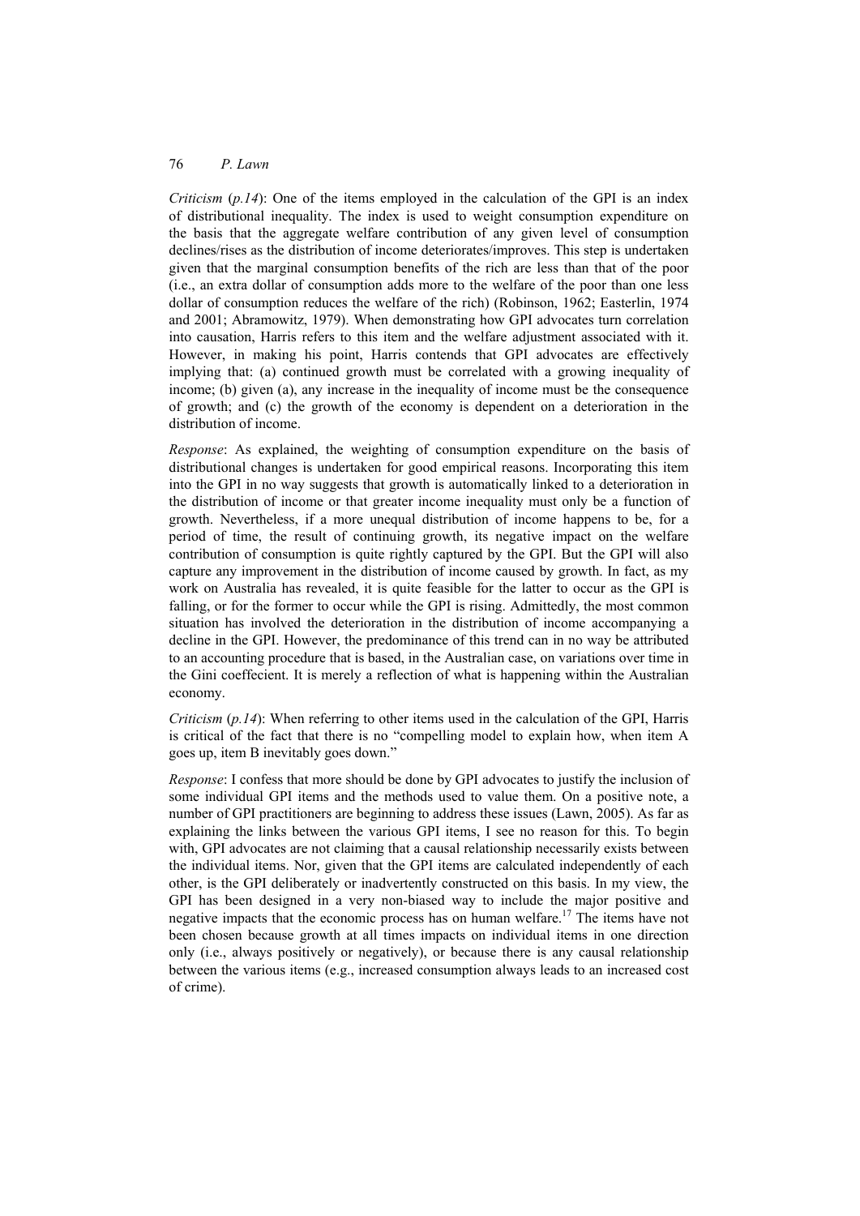*Criticism* (*p.14*): One of the items employed in the calculation of the GPI is an index of distributional inequality. The index is used to weight consumption expenditure on the basis that the aggregate welfare contribution of any given level of consumption declines/rises as the distribution of income deteriorates/improves. This step is undertaken given that the marginal consumption benefits of the rich are less than that of the poor (i.e., an extra dollar of consumption adds more to the welfare of the poor than one less dollar of consumption reduces the welfare of the rich) (Robinson, 1962; Easterlin, 1974 and 2001; Abramowitz, 1979). When demonstrating how GPI advocates turn correlation into causation, Harris refers to this item and the welfare adjustment associated with it. However, in making his point, Harris contends that GPI advocates are effectively implying that: (a) continued growth must be correlated with a growing inequality of income; (b) given (a), any increase in the inequality of income must be the consequence of growth; and (c) the growth of the economy is dependent on a deterioration in the distribution of income.

*Response*: As explained, the weighting of consumption expenditure on the basis of distributional changes is undertaken for good empirical reasons. Incorporating this item into the GPI in no way suggests that growth is automatically linked to a deterioration in the distribution of income or that greater income inequality must only be a function of growth. Nevertheless, if a more unequal distribution of income happens to be, for a period of time, the result of continuing growth, its negative impact on the welfare contribution of consumption is quite rightly captured by the GPI. But the GPI will also capture any improvement in the distribution of income caused by growth. In fact, as my work on Australia has revealed, it is quite feasible for the latter to occur as the GPI is falling, or for the former to occur while the GPI is rising. Admittedly, the most common situation has involved the deterioration in the distribution of income accompanying a decline in the GPI. However, the predominance of this trend can in no way be attributed to an accounting procedure that is based, in the Australian case, on variations over time in the Gini coeffecient. It is merely a reflection of what is happening within the Australian economy.

*Criticism* (*p.14*): When referring to other items used in the calculation of the GPI, Harris is critical of the fact that there is no "compelling model to explain how, when item A goes up, item B inevitably goes down."

*Response*: I confess that more should be done by GPI advocates to justify the inclusion of some individual GPI items and the methods used to value them. On a positive note, a number of GPI practitioners are beginning to address these issues (Lawn, 2005). As far as explaining the links between the various GPI items, I see no reason for this. To begin with, GPI advocates are not claiming that a causal relationship necessarily exists between the individual items. Nor, given that the GPI items are calculated independently of each other, is the GPI deliberately or inadvertently constructed on this basis. In my view, the GPI has been designed in a very non-biased way to include the major positive and negative impacts that the economic process has on human welfare.[17] The items have not been chosen because growth at all times impacts on individual items in one direction only (i.e., always positively or negatively), or because there is any causal relationship between the various items (e.g., increased consumption always leads to an increased cost of crime).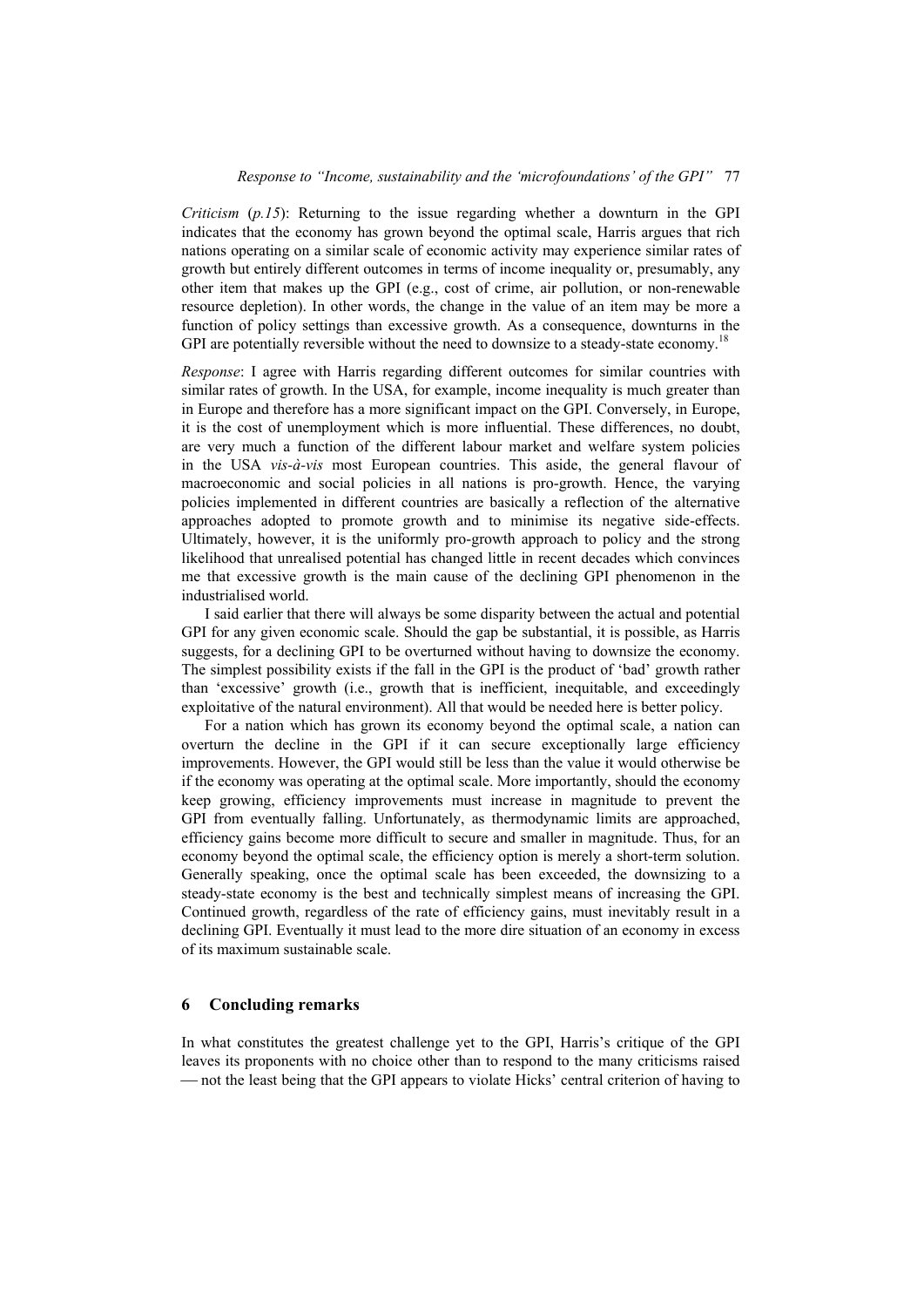*Criticism* (*p.15*): Returning to the issue regarding whether a downturn in the GPI indicates that the economy has grown beyond the optimal scale, Harris argues that rich nations operating on a similar scale of economic activity may experience similar rates of growth but entirely different outcomes in terms of income inequality or, presumably, any other item that makes up the GPI (e.g., cost of crime, air pollution, or non-renewable resource depletion). In other words, the change in the value of an item may be more a function of policy settings than excessive growth. As a consequence, downturns in the GPI are potentially reversible without the need to downsize to a steady-state economy.[18]

*Response*: I agree with Harris regarding different outcomes for similar countries with similar rates of growth. In the USA, for example, income inequality is much greater than in Europe and therefore has a more significant impact on the GPI. Conversely, in Europe, it is the cost of unemployment which is more influential. These differences, no doubt, are very much a function of the different labour market and welfare system policies in the USA *vis-à-vis* most European countries. This aside, the general flavour of macroeconomic and social policies in all nations is pro-growth. Hence, the varying policies implemented in different countries are basically a reflection of the alternative approaches adopted to promote growth and to minimise its negative side-effects. Ultimately, however, it is the uniformly pro-growth approach to policy and the strong likelihood that unrealised potential has changed little in recent decades which convinces me that excessive growth is the main cause of the declining GPI phenomenon in the industrialised world.

I said earlier that there will always be some disparity between the actual and potential GPI for any given economic scale. Should the gap be substantial, it is possible, as Harris suggests, for a declining GPI to be overturned without having to downsize the economy. The simplest possibility exists if the fall in the GPI is the product of 'bad' growth rather than 'excessive' growth (i.e., growth that is inefficient, inequitable, and exceedingly exploitative of the natural environment). All that would be needed here is better policy.

For a nation which has grown its economy beyond the optimal scale, a nation can overturn the decline in the GPI if it can secure exceptionally large efficiency improvements. However, the GPI would still be less than the value it would otherwise be if the economy was operating at the optimal scale. More importantly, should the economy keep growing, efficiency improvements must increase in magnitude to prevent the GPI from eventually falling. Unfortunately, as thermodynamic limits are approached, efficiency gains become more difficult to secure and smaller in magnitude. Thus, for an economy beyond the optimal scale, the efficiency option is merely a short-term solution. Generally speaking, once the optimal scale has been exceeded, the downsizing to a steady-state economy is the best and technically simplest means of increasing the GPI. Continued growth, regardless of the rate of efficiency gains, must inevitably result in a declining GPI. Eventually it must lead to the more dire situation of an economy in excess of its maximum sustainable scale.

## 6 Concluding remarks

In what constitutes the greatest challenge yet to the GPI, Harris's critique of the GPI leaves its proponents with no choice other than to respond to the many criticisms raised — not the least being that the GPI appears to violate Hicks' central criterion of having to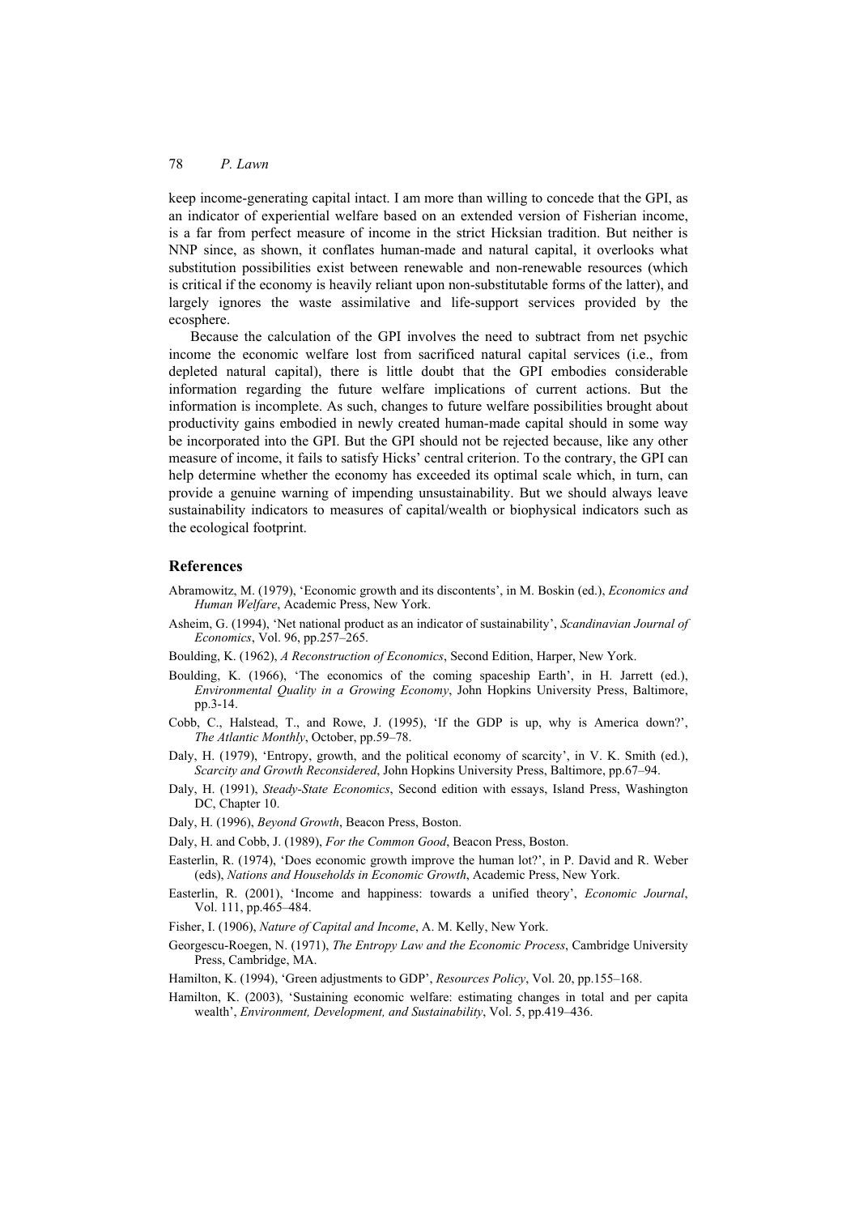keep income-generating capital intact. I am more than willing to concede that the GPI, as an indicator of experiential welfare based on an extended version of Fisherian income, is a far from perfect measure of income in the strict Hicksian tradition. But neither is NNP since, as shown, it conflates human-made and natural capital, it overlooks what substitution possibilities exist between renewable and non-renewable resources (which is critical if the economy is heavily reliant upon non-substitutable forms of the latter), and largely ignores the waste assimilative and life-support services provided by the ecosphere.

Because the calculation of the GPI involves the need to subtract from net psychic income the economic welfare lost from sacrificed natural capital services (i.e., from depleted natural capital), there is little doubt that the GPI embodies considerable information regarding the future welfare implications of current actions. But the information is incomplete. As such, changes to future welfare possibilities brought about productivity gains embodied in newly created human-made capital should in some way be incorporated into the GPI. But the GPI should not be rejected because, like any other measure of income, it fails to satisfy Hicks' central criterion. To the contrary, the GPI can help determine whether the economy has exceeded its optimal scale which, in turn, can provide a genuine warning of impending unsustainability. But we should always leave sustainability indicators to measures of capital/wealth or biophysical indicators such as the ecological footprint.

## References

Abramowitz, M. (1979), 'Economic growth and its discontents', in M. Boskin (ed.), *Economics and Human Welfare*, Academic Press, New York.

Asheim, G. (1994), 'Net national product as an indicator of sustainability', *Scandinavian Journal of Economics*, Vol. 96, pp.257–265.

Boulding, K. (1962), *A Reconstruction of Economics*, Second Edition, Harper, New York.

Boulding, K. (1966), 'The economics of the coming spaceship Earth', in H. Jarrett (ed.), *Environmental Quality in a Growing Economy*, John Hopkins University Press, Baltimore, pp.3-14.

Cobb, C., Halstead, T., and Rowe, J. (1995), 'If the GDP is up, why is America down?', *The Atlantic Monthly*, October, pp.59–78.

Daly, H. (1979), 'Entropy, growth, and the political economy of scarcity', in V. K. Smith (ed.), *Scarcity and Growth Reconsidered*, John Hopkins University Press, Baltimore, pp.67–94.

Daly, H. (1991), *Steady-State Economics*, Second edition with essays, Island Press, Washington DC, Chapter 10.

Daly, H. (1996), *Beyond Growth*, Beacon Press, Boston.

Daly, H. and Cobb, J. (1989), *For the Common Good*, Beacon Press, Boston.

Easterlin, R. (1974), 'Does economic growth improve the human lot?', in P. David and R. Weber (eds), *Nations and Households in Economic Growth*, Academic Press, New York.

Easterlin, R. (2001), 'Income and happiness: towards a unified theory', *Economic Journal*, Vol. 111, pp.465–484.

Fisher, I. (1906), *Nature of Capital and Income*, A. M. Kelly, New York.

Georgescu-Roegen, N. (1971), *The Entropy Law and the Economic Process*, Cambridge University Press, Cambridge, MA.

Hamilton, K. (1994), 'Green adjustments to GDP', *Resources Policy*, Vol. 20, pp.155–168.

Hamilton, K. (2003), 'Sustaining economic welfare: estimating changes in total and per capita wealth', *Environment, Development, and Sustainability*, Vol. 5, pp.419–436.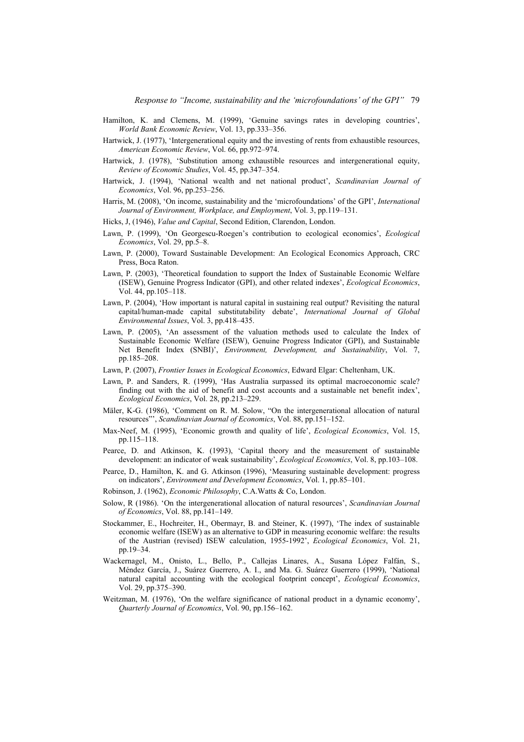Hamilton, K. and Clemens, M. (1999), 'Genuine savings rates in developing countries', *World Bank Economic Review*, Vol. 13, pp.333–356.

Hartwick, J. (1977), 'Intergenerational equity and the investing of rents from exhaustible resources, *American Economic Review*, Vol. 66, pp.972–974.

Hartwick, J. (1978), 'Substitution among exhaustible resources and intergenerational equity, *Review of Economic Studies*, Vol. 45, pp.347–354.

Hartwick, J. (1994), 'National wealth and net national product', *Scandinavian Journal of Economics*, Vol. 96, pp.253–256.

Harris, M. (2008), 'On income, sustainability and the 'microfoundations' of the GPI', *International Journal of Environment, Workplace, and Employment*, Vol. 3, pp.119–131.

Hicks, J, (1946), *Value and Capital*, Second Edition, Clarendon, London.

Lawn, P. (1999), 'On Georgescu-Roegen's contribution to ecological economics', *Ecological Economics*, Vol. 29, pp.5–8.

Lawn, P. (2000), Toward Sustainable Development: An Ecological Economics Approach, CRC Press, Boca Raton.

Lawn, P. (2003), 'Theoretical foundation to support the Index of Sustainable Economic Welfare (ISEW), Genuine Progress Indicator (GPI), and other related indexes', *Ecological Economics*, Vol. 44, pp.105–118.

Lawn, P. (2004), 'How important is natural capital in sustaining real output? Revisiting the natural capital/human-made capital substitutability debate', *International Journal of Global Environmental Issues*, Vol. 3, pp.418–435.

Lawn, P. (2005), 'An assessment of the valuation methods used to calculate the Index of Sustainable Economic Welfare (ISEW), Genuine Progress Indicator (GPI), and Sustainable Net Benefit Index (SNBI)', *Environment, Development, and Sustainability*, Vol. 7, pp.185–208.

Lawn, P. (2007), *Frontier Issues in Ecological Economics*, Edward Elgar: Cheltenham, UK.

Lawn, P. and Sanders, R. (1999), 'Has Australia surpassed its optimal macroeconomic scale? finding out with the aid of benefit and cost accounts and a sustainable net benefit index', *Ecological Economics*, Vol. 28, pp.213–229.

Mäler, K-G. (1986), 'Comment on R. M. Solow, "On the intergenerational allocation of natural resources"', *Scandinavian Journal of Economics*, Vol. 88, pp.151–152.

Max-Neef, M. (1995), 'Economic growth and quality of life', *Ecological Economics*, Vol. 15, pp.115–118.

Pearce, D. and Atkinson, K. (1993), 'Capital theory and the measurement of sustainable development: an indicator of weak sustainability', *Ecological Economics*, Vol. 8, pp.103–108.

Pearce, D., Hamilton, K. and G. Atkinson (1996), 'Measuring sustainable development: progress on indicators', *Environment and Development Economics*, Vol. 1, pp.85–101.

Robinson, J. (1962), *Economic Philosophy*, C.A.Watts & Co, London.

Solow, R (1986). 'On the intergenerational allocation of natural resources', *Scandinavian Journal of Economics*, Vol. 88, pp.141–149.

Stockammer, E., Hochreiter, H., Obermayr, B. and Steiner, K. (1997), 'The index of sustainable economic welfare (ISEW) as an alternative to GDP in measuring economic welfare: the results of the Austrian (revised) ISEW calculation, 1955-1992', *Ecological Economics*, Vol. 21, pp.19–34.

Wackernagel, M., Onisto, L., Bello, P., Callejas Linares, A., Susana López Falfán, S., Méndez García, J., Suárez Guerrero, A. I., and Ma. G. Suárez Guerrero (1999), 'National natural capital accounting with the ecological footprint concept', *Ecological Economics*, Vol. 29, pp.375–390.

Weitzman, M. (1976), 'On the welfare significance of national product in a dynamic economy', *Quarterly Journal of Economics*, Vol. 90, pp.156–162.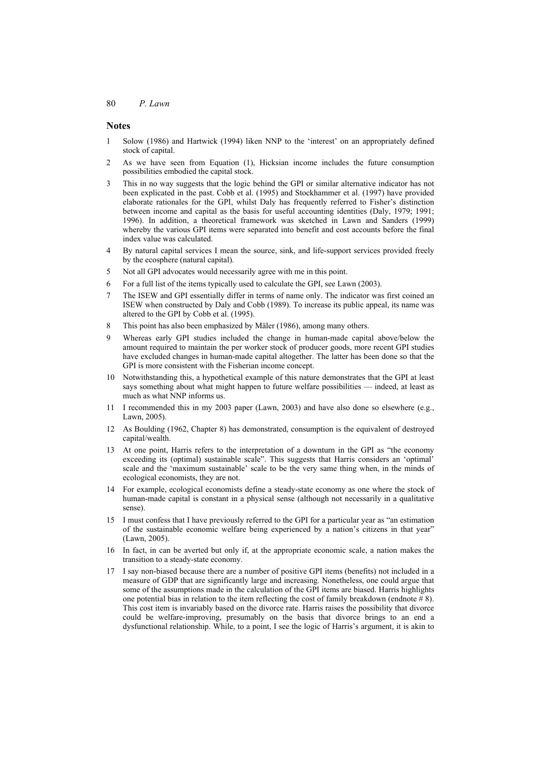## Notes

1. Solow (1986) and Hartwick (1994) liken NNP to the 'interest' on an appropriately defined stock of capital.
2. As we have seen from Equation (1), Hicksian income includes the future consumption possibilities embodied the capital stock.
3. This in no way suggests that the logic behind the GPI or similar alternative indicator has not been explicated in the past. Cobb et al. (1995) and Stockhammer et al. (1997) have provided elaborate rationales for the GPI, whilst Daly has frequently referred to Fisher's distinction between income and capital as the basis for useful accounting identities (Daly, 1979; 1991; 1996). In addition, a theoretical framework was sketched in Lawn and Sanders (1999) whereby the various GPI items were separated into benefit and cost accounts before the final index value was calculated.
4. By natural capital services I mean the source, sink, and life-support services provided freely by the ecosphere (natural capital).
5. Not all GPI advocates would necessarily agree with me in this point.
6. For a full list of the items typically used to calculate the GPI, see Lawn (2003).
7. The ISEW and GPI essentially differ in terms of name only. The indicator was first coined an ISEW when constructed by Daly and Cobb (1989). To increase its public appeal, its name was altered to the GPI by Cobb et al. (1995).
8. This point has also been emphasized by Mäler (1986), among many others.
9. Whereas early GPI studies included the change in human-made capital above/below the amount required to maintain the per worker stock of producer goods, more recent GPI studies have excluded changes in human-made capital altogether. The latter has been done so that the GPI is more consistent with the Fisherian income concept.
10. Notwithstanding this, a hypothetical example of this nature demonstrates that the GPI at least says something about what might happen to future welfare possibilities — indeed, at least as much as what NNP informs us.
11. I recommended this in my 2003 paper (Lawn, 2003) and have also done so elsewhere (e.g., Lawn, 2005).
12. As Boulding (1962, Chapter 8) has demonstrated, consumption is the equivalent of destroyed capital/wealth.
13. At one point, Harris refers to the interpretation of a downturn in the GPI as "the economy exceeding its (optimal) sustainable scale". This suggests that Harris considers an 'optimal' scale and the 'maximum sustainable' scale to be the very same thing when, in the minds of ecological economists, they are not.
14. For example, ecological economists define a steady-state economy as one where the stock of human-made capital is constant in a physical sense (although not necessarily in a qualitative sense).
15. I must confess that I have previously referred to the GPI for a particular year as "an estimation of the sustainable economic welfare being experienced by a nation's citizens in that year" (Lawn, 2005).
16. In fact, in can be averted but only if, at the appropriate economic scale, a nation makes the transition to a steady-state economy.
17. I say non-biased because there are a number of positive GPI items (benefits) not included in a measure of GDP that are significantly large and increasing. Nonetheless, one could argue that some of the assumptions made in the calculation of the GPI items are biased. Harris highlights one potential bias in relation to the item reflecting the cost of family breakdown (endnote # 8). This cost item is invariably based on the divorce rate. Harris raises the possibility that divorce could be welfare-improving, presumably on the basis that divorce brings to an end a dysfunctional relationship. While, to a point, I see the logic of Harris's argument, it is akin to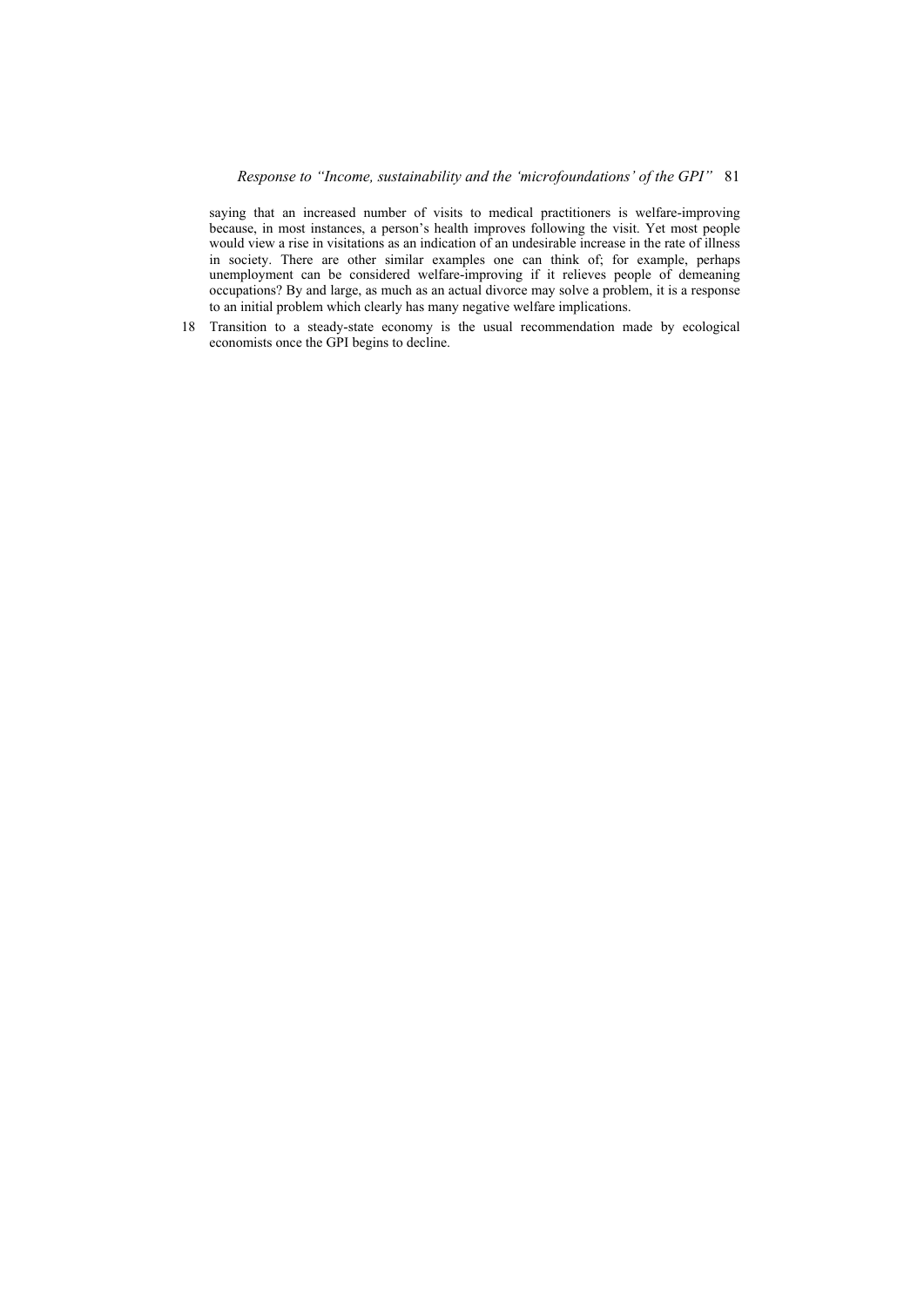saying that an increased number of visits to medical practitioners is welfare-improving because, in most instances, a person's health improves following the visit. Yet most people would view a rise in visitations as an indication of an undesirable increase in the rate of illness in society. There are other similar examples one can think of; for example, perhaps unemployment can be considered welfare-improving if it relieves people of demeaning occupations? By and large, as much as an actual divorce may solve a problem, it is a response to an initial problem which clearly has many negative welfare implications.

18 Transition to a steady-state economy is the usual recommendation made by ecological economists once the GPI begins to decline.